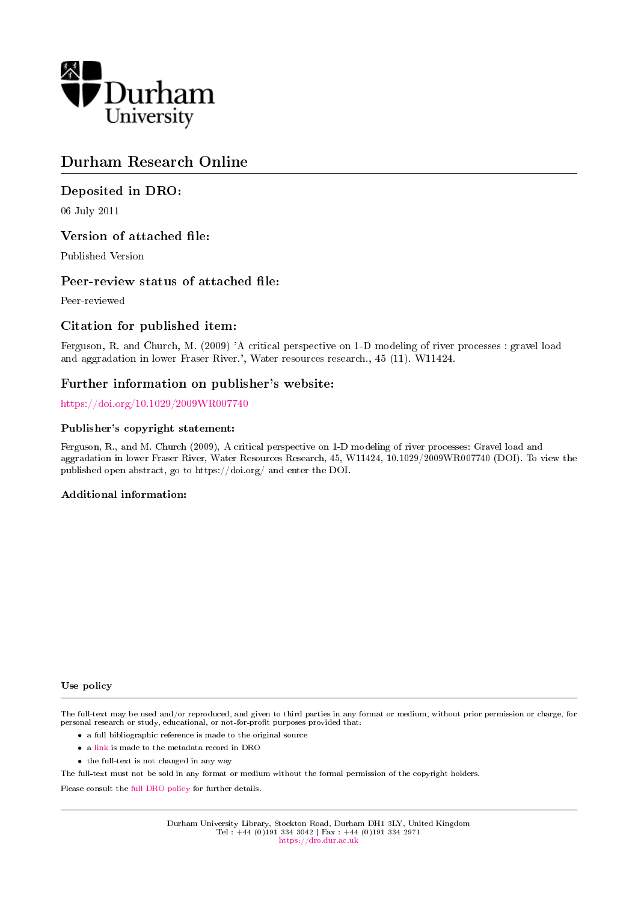Durham University

# Durham Research Online

## Deposited in DRO:

06 July 2011

## Version of attached file:

Published Version

## Peer-review status of attached file:

Peer-reviewed

## Citation for published item:

Ferguson, R. and Church, M. (2009) 'A critical perspective on 1-D modeling of river processes : gravel load and aggradation in lower Fraser River.', Water resources research., 45 (11). W11424.

## Further information on publisher's website:

https://doi.org/10.1029/2009WR007740

### Publisher's copyright statement:

Ferguson, R., and M. Church (2009), A critical perspective on 1-D modeling of river processes: Gravel load and aggradation in lower Fraser River, Water Resources Research, 45, W11424, 10.1029/2009WR007740 (DOI). To view the published open abstract, go to https://doi.org/ and enter the DOI.

### Additional information:

### Use policy

The full-text may be used and/or reproduced, and given to third parties in any format or medium, without prior permission or charge, for personal research or study, educational, or not-for-profit purposes provided that:

- a full bibliographic reference is made to the original source
- a link is made to the metadata record in DRO
- the full-text is not changed in any way

The full-text must not be sold in any format or medium without the formal permission of the copyright holders.

Please consult the full DRO policy for further details.

Durham University Library, Stockton Road, Durham DH1 3LY, United Kingdom
Tel : +44 (0)191 334 3042 | Fax : +44 (0)191 334 2971
https://dro.dur.ac.uk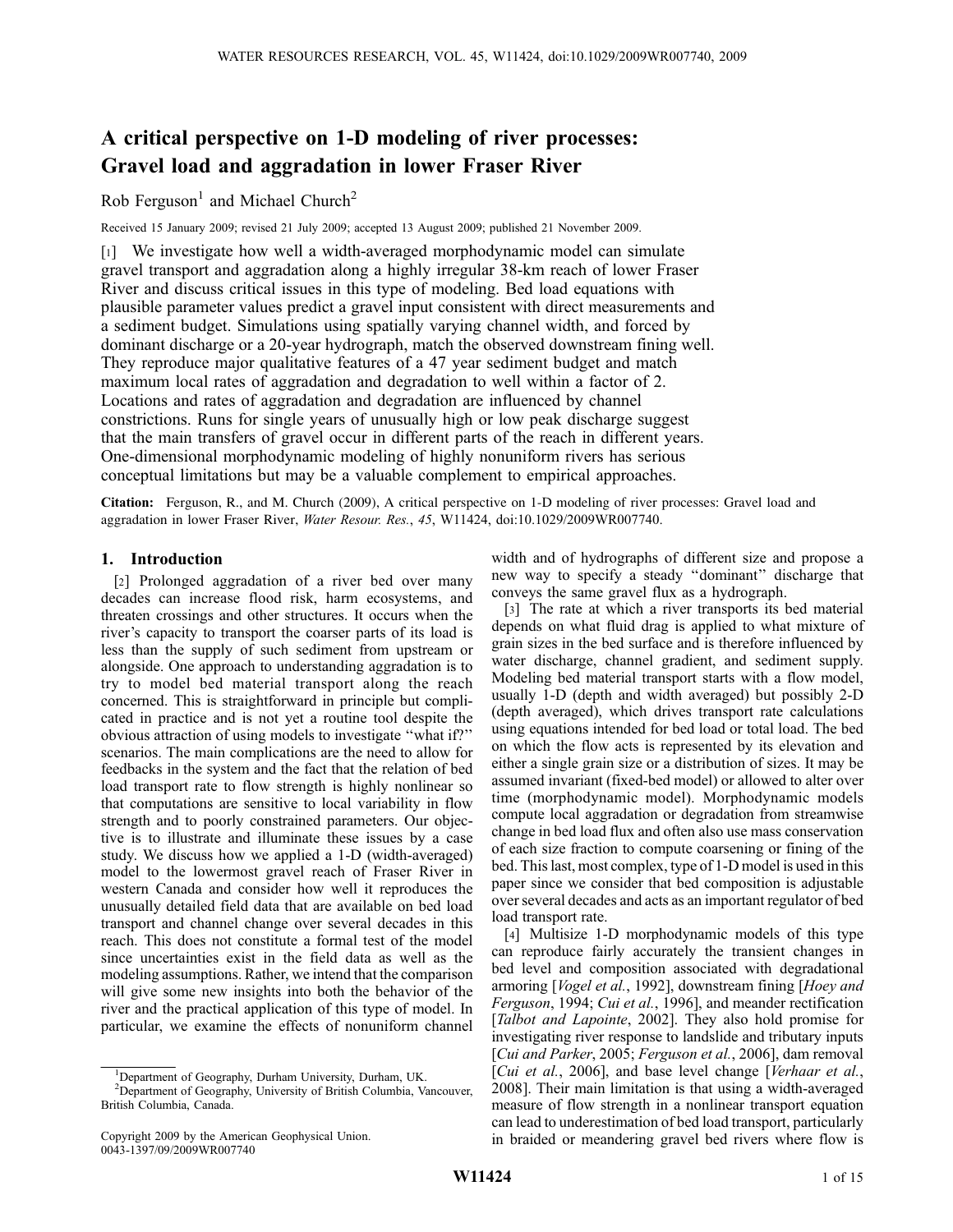# A critical perspective on 1-D modeling of river processes: Gravel load and aggradation in lower Fraser River

Rob Ferguson[1] and Michael Church[2]

Received 15 January 2009; revised 21 July 2009; accepted 13 August 2009; published 21 November 2009.

[1] We investigate how well a width-averaged morphodynamic model can simulate gravel transport and aggradation along a highly irregular 38-km reach of lower Fraser River and discuss critical issues in this type of modeling. Bed load equations with plausible parameter values predict a gravel input consistent with direct measurements and a sediment budget. Simulations using spatially varying channel width, and forced by dominant discharge or a 20-year hydrograph, match the observed downstream fining well. They reproduce major qualitative features of a 47 year sediment budget and match maximum local rates of aggradation and degradation to well within a factor of 2. Locations and rates of aggradation and degradation are influenced by channel constrictions. Runs for single years of unusually high or low peak discharge suggest that the main transfers of gravel occur in different parts of the reach in different years. One-dimensional morphodynamic modeling of highly nonuniform rivers has serious conceptual limitations but may be a valuable complement to empirical approaches.

**Citation:** Ferguson, R., and M. Church (2009), A critical perspective on 1-D modeling of river processes: Gravel load and aggradation in lower Fraser River, *Water Resour. Res.*, *45*, W11424, doi:10.1029/2009WR007740.

## 1. Introduction

[2] Prolonged aggradation of a river bed over many decades can increase flood risk, harm ecosystems, and threaten crossings and other structures. It occurs when the river's capacity to transport the coarser parts of its load is less than the supply of such sediment from upstream or alongside. One approach to understanding aggradation is to try to model bed material transport along the reach concerned. This is straightforward in principle but complicated in practice and is not yet a routine tool despite the obvious attraction of using models to investigate "what if?" scenarios. The main complications are the need to allow for feedbacks in the system and the fact that the relation of bed load transport rate to flow strength is highly nonlinear so that computations are sensitive to local variability in flow strength and to poorly constrained parameters. Our objective is to illustrate and illuminate these issues by a case study. We discuss how we applied a 1-D (width-averaged) model to the lowermost gravel reach of Fraser River in western Canada and consider how well it reproduces the unusually detailed field data that are available on bed load transport and channel change over several decades in this reach. This does not constitute a formal test of the model since uncertainties exist in the field data as well as the modeling assumptions. Rather, we intend that the comparison will give some new insights into both the behavior of the river and the practical application of this type of model. In particular, we examine the effects of nonuniform channel width and of hydrographs of different size and propose a new way to specify a steady "dominant" discharge that conveys the same gravel flux as a hydrograph.

[3] The rate at which a river transports its bed material depends on what fluid drag is applied to what mixture of grain sizes in the bed surface and is therefore influenced by water discharge, channel gradient, and sediment supply. Modeling bed material transport starts with a flow model, usually 1-D (depth and width averaged) but possibly 2-D (depth averaged), which drives transport rate calculations using equations intended for bed load or total load. The bed on which the flow acts is represented by its elevation and either a single grain size or a distribution of sizes. It may be assumed invariant (fixed-bed model) or allowed to alter over time (morphodynamic model). Morphodynamic models compute local aggradation or degradation from streamwise change in bed load flux and often also use mass conservation of each size fraction to compute coarsening or fining of the bed. This last, most complex, type of 1-D model is used in this paper since we consider that bed composition is adjustable over several decades and acts as an important regulator of bed load transport rate.

[4] Multisize 1-D morphodynamic models of this type can reproduce fairly accurately the transient changes in bed level and composition associated with degradational armoring [*Vogel et al.*, 1992], downstream fining [*Hoey and Ferguson*, 1994; *Cui et al.*, 1996], and meander rectification [*Talbot and Lapointe*, 2002]. They also hold promise for investigating river response to landslide and tributary inputs [*Cui and Parker*, 2005; *Ferguson et al.*, 2006], dam removal [*Cui et al.*, 2006], and base level change [*Verhaar et al.*, 2008]. Their main limitation is that using a width-averaged measure of flow strength in a nonlinear transport equation can lead to underestimation of bed load transport, particularly in braided or meandering gravel bed rivers where flow is

[1] Department of Geography, Durham University, Durham, UK.
[2] Department of Geography, University of British Columbia, Vancouver, British Columbia, Canada.

Copyright 2009 by the American Geophysical Union.
0043-1397/09/2009WR007740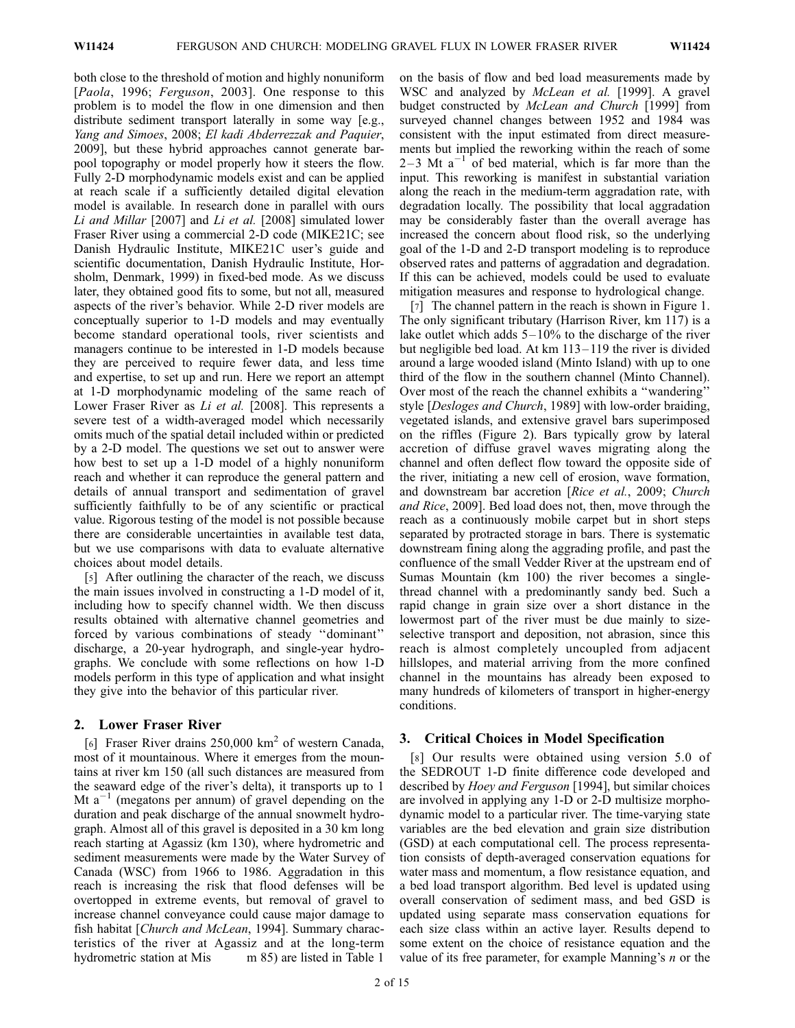both close to the threshold of motion and highly nonuniform [*Paola*, 1996; *Ferguson*, 2003]. One response to this problem is to model the flow in one dimension and then distribute sediment transport laterally in some way [e.g., *Yang and Simoes*, 2008; *El kadi Abderrezzak and Paquier*, 2009], but these hybrid approaches cannot generate bar-pool topography or model properly how it steers the flow. Fully 2-D morphodynamic models exist and can be applied at reach scale if a sufficiently detailed digital elevation model is available. In research done in parallel with ours *Li and Millar* [2007] and *Li et al.* [2008] simulated lower Fraser River using a commercial 2-D code (MIKE21C; see Danish Hydraulic Institute, MIKE21C user's guide and scientific documentation, Danish Hydraulic Institute, Horsholm, Denmark, 1999) in fixed-bed mode. As we discuss later, they obtained good fits to some, but not all, measured aspects of the river's behavior. While 2-D river models are conceptually superior to 1-D models and may eventually become standard operational tools, river scientists and managers continue to be interested in 1-D models because they are perceived to require fewer data, and less time and expertise, to set up and run. Here we report an attempt at 1-D morphodynamic modeling of the same reach of Lower Fraser River as *Li et al.* [2008]. This represents a severe test of a width-averaged model which necessarily omits much of the spatial detail included within or predicted by a 2-D model. The questions we set out to answer were how best to set up a 1-D model of a highly nonuniform reach and whether it can reproduce the general pattern and details of annual transport and sedimentation of gravel sufficiently faithfully to be of any scientific or practical value. Rigorous testing of the model is not possible because there are considerable uncertainties in available test data, but we use comparisons with data to evaluate alternative choices about model details.

[5] After outlining the character of the reach, we discuss the main issues involved in constructing a 1-D model of it, including how to specify channel width. We then discuss results obtained with alternative channel geometries and forced by various combinations of steady "dominant" discharge, a 20-year hydrograph, and single-year hydrographs. We conclude with some reflections on how 1-D models perform in this type of application and what insight they give into the behavior of this particular river.

## 2. Lower Fraser River

[6] Fraser River drains 250,000 km$^2$ of western Canada, most of it mountainous. Where it emerges from the mountains at river km 150 (all such distances are measured from the seaward edge of the river's delta), it transports up to 1 Mt a$^{-1}$ (megatons per annum) of gravel depending on the duration and peak discharge of the annual snowmelt hydrograph. Almost all of this gravel is deposited in a 30 km long reach starting at Agassiz (km 130), where hydrometric and sediment measurements were made by the Water Survey of Canada (WSC) from 1966 to 1986. Aggradation in this reach is increasing the risk that flood defenses will be overtopped in extreme events, but removal of gravel to increase channel conveyance could cause major damage to fish habitat [*Church and McLean*, 1994]. Summary characteristics of the river at Agassiz and at the long-term hydrometric station at Mis m 85) are listed in Table 1 on the basis of flow and bed load measurements made by WSC and analyzed by *McLean et al.* [1999]. A gravel budget constructed by *McLean and Church* [1999] from surveyed channel changes between 1952 and 1984 was consistent with the input estimated from direct measurements but implied the reworking within the reach of some 2–3 Mt a$^{-1}$ of bed material, which is far more than the input. This reworking is manifest in substantial variation along the reach in the medium-term aggradation rate, with degradation locally. The possibility that local aggradation may be considerably faster than the overall average has increased the concern about flood risk, so the underlying goal of the 1-D and 2-D transport modeling is to reproduce observed rates and patterns of aggradation and degradation. If this can be achieved, models could be used to evaluate mitigation measures and response to hydrological change.

[7] The channel pattern in the reach is shown in Figure 1. The only significant tributary (Harrison River, km 117) is a lake outlet which adds 5–10% to the discharge of the river but negligible bed load. At km 113–119 the river is divided around a large wooded island (Minto Island) with up to one third of the flow in the southern channel (Minto Channel). Over most of the reach the channel exhibits a "wandering" style [*Desloges and Church*, 1989] with low-order braiding, vegetated islands, and extensive gravel bars superimposed on the riffles (Figure 2). Bars typically grow by lateral accretion of diffuse gravel waves migrating along the channel and often deflect flow toward the opposite side of the river, initiating a new cell of erosion, wave formation, and downstream bar accretion [*Rice et al.*, 2009; *Church and Rice*, 2009]. Bed load does not, then, move through the reach as a continuously mobile carpet but in short steps separated by protracted storage in bars. There is systematic downstream fining along the aggrading profile, and past the confluence of the small Vedder River at the upstream end of Sumas Mountain (km 100) the river becomes a single-thread channel with a predominantly sandy bed. Such a rapid change in grain size over a short distance in the lowermost part of the river must be due mainly to size-selective transport and deposition, not abrasion, since this reach is almost completely uncoupled from adjacent hillslopes, and material arriving from the more confined channel in the mountains has already been exposed to many hundreds of kilometers of transport in higher-energy conditions.

## 3. Critical Choices in Model Specification

[8] Our results were obtained using version 5.0 of the SEDROUT 1-D finite difference code developed and described by *Hoey and Ferguson* [1994], but similar choices are involved in applying any 1-D or 2-D multisize morphodynamic model to a particular river. The time-varying state variables are the bed elevation and grain size distribution (GSD) at each computational cell. The process representation consists of depth-averaged conservation equations for water mass and momentum, a flow resistance equation, and a bed load transport algorithm. Bed level is updated using overall conservation of sediment mass, and bed GSD is updated using separate mass conservation equations for each size class within an active layer. Results depend to some extent on the choice of resistance equation and the value of its free parameter, for example Manning's $n$ or the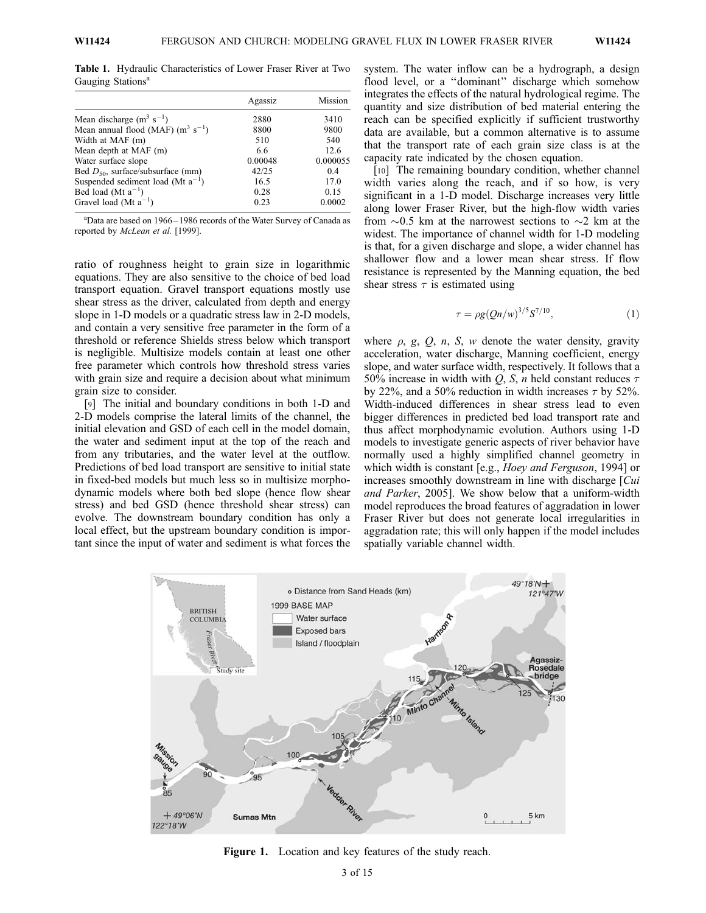**Table 1.** Hydraulic Characteristics of Lower Fraser River at Two Gauging Stations[a]

| | Agassiz | Mission |
|---|---|---|
| Mean discharge ($m^3$ $s^{-1}$) | 2880 | 3410 |
| Mean annual flood (MAF) ($m^3$ $s^{-1}$) | 8800 | 9800 |
| Width at MAF (m) | 510 | 540 |
| Mean depth at MAF (m) | 6.6 | 12.6 |
| Water surface slope | 0.00048 | 0.000055 |
| Bed $D_{50}$, surface/subsurface (mm) | 42/25 | 0.4 |
| Suspended sediment load (Mt $a^{-1}$) | 16.5 | 17.0 |
| Bed load (Mt $a^{-1}$) | 0.28 | 0.15 |
| Gravel load (Mt $a^{-1}$) | 0.23 | 0.0002 |

[a]Data are based on 1966–1986 records of the Water Survey of Canada as reported by *McLean et al.* [1999].

ratio of roughness height to grain size in logarithmic equations. They are also sensitive to the choice of bed load transport equation. Gravel transport equations mostly use shear stress as the driver, calculated from depth and energy slope in 1-D models or a quadratic stress law in 2-D models, and contain a very sensitive free parameter in the form of a threshold or reference Shields stress below which transport is negligible. Multisize models contain at least one other free parameter which controls how threshold stress varies with grain size and require a decision about what minimum grain size to consider.

[9] The initial and boundary conditions in both 1-D and 2-D models comprise the lateral limits of the channel, the initial elevation and GSD of each cell in the model domain, the water and sediment input at the top of the reach and from any tributaries, and the water level at the outflow. Predictions of bed load transport are sensitive to initial state in fixed-bed models but much less so in multisize morphodynamic models where both bed slope (hence flow shear stress) and bed GSD (hence threshold shear stress) can evolve. The downstream boundary condition has only a local effect, but the upstream boundary condition is important since the input of water and sediment is what forces the system. The water inflow can be a hydrograph, a design flood level, or a "dominant" discharge which somehow integrates the effects of the natural hydrological regime. The quantity and size distribution of bed material entering the reach can be specified explicitly if sufficient trustworthy data are available, but a common alternative is to assume that the transport rate of each grain size class is at the capacity rate indicated by the chosen equation.

[10] The remaining boundary condition, whether channel width varies along the reach, and if so how, is very significant in a 1-D model. Discharge increases very little along lower Fraser River, but the high-flow width varies from ~0.5 km at the narrowest sections to ~2 km at the widest. The importance of channel width for 1-D modeling is that, for a given discharge and slope, a wider channel has shallower flow and a lower mean shear stress. If flow resistance is represented by the Manning equation, the bed shear stress $\tau$ is estimated using

$$\tau = \rho g (Qn/w)^{3/5} S^{7/10}, \tag{1}$$

where $\rho$, $g$, $Q$, $n$, $S$, $w$ denote the water density, gravity acceleration, water discharge, Manning coefficient, energy slope, and water surface width, respectively. It follows that a 50% increase in width with $Q$, $S$, $n$ held constant reduces $\tau$ by 22%, and a 50% reduction in width increases $\tau$ by 52%. Width-induced differences in shear stress lead to even bigger differences in predicted bed load transport rate and thus affect morphodynamic evolution. Authors using 1-D models to investigate generic aspects of river behavior have normally used a highly simplified channel geometry in which width is constant [e.g., *Hoey and Ferguson*, 1994] or increases smoothly downstream in line with discharge [*Cui and Parker*, 2005]. We show below that a uniform-width model reproduces the broad features of aggradation in lower Fraser River but does not generate local irregularities in aggradation rate; this will only happen if the model includes spatially variable channel width.

**Figure 1.** Location and key features of the study reach.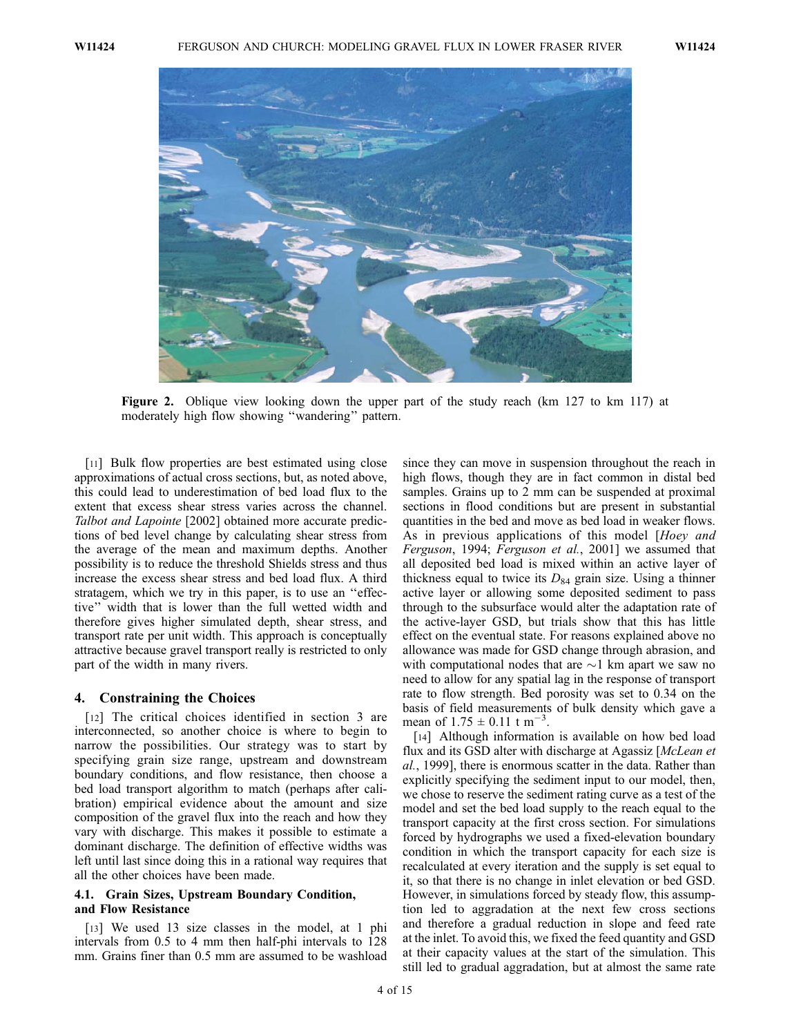**Figure 2.** Oblique view looking down the upper part of the study reach (km 127 to km 117) at moderately high flow showing "wandering" pattern.

[11] Bulk flow properties are best estimated using close approximations of actual cross sections, but, as noted above, this could lead to underestimation of bed load flux to the extent that excess shear stress varies across the channel. *Talbot and Lapointe* [2002] obtained more accurate predictions of bed level change by calculating shear stress from the average of the mean and maximum depths. Another possibility is to reduce the threshold Shields stress and thus increase the excess shear stress and bed load flux. A third stratagem, which we try in this paper, is to use an "effective" width that is lower than the full wetted width and therefore gives higher simulated depth, shear stress, and transport rate per unit width. This approach is conceptually attractive because gravel transport really is restricted to only part of the width in many rivers.

## 4. Constraining the Choices

[12] The critical choices identified in section 3 are interconnected, so another choice is where to begin to narrow the possibilities. Our strategy was to start by specifying grain size range, upstream and downstream boundary conditions, and flow resistance, then choose a bed load transport algorithm to match (perhaps after calibration) empirical evidence about the amount and size composition of the gravel flux into the reach and how they vary with discharge. This makes it possible to estimate a dominant discharge. The definition of effective widths was left until last since doing this in a rational way requires that all the other choices have been made.

### 4.1. Grain Sizes, Upstream Boundary Condition, and Flow Resistance

[13] We used 13 size classes in the model, at 1 phi intervals from 0.5 to 4 mm then half-phi intervals to 128 mm. Grains finer than 0.5 mm are assumed to be washload since they can move in suspension throughout the reach in high flows, though they are in fact common in distal bed samples. Grains up to 2 mm can be suspended at proximal sections in flood conditions but are present in substantial quantities in the bed and move as bed load in weaker flows. As in previous applications of this model [*Hoey and Ferguson*, 1994; *Ferguson et al.*, 2001] we assumed that all deposited bed load is mixed within an active layer of thickness equal to twice its $D_{84}$ grain size. Using a thinner active layer or allowing some deposited sediment to pass through to the subsurface would alter the adaptation rate of the active-layer GSD, but trials show that this has little effect on the eventual state. For reasons explained above no allowance was made for GSD change through abrasion, and with computational nodes that are ~1 km apart we saw no need to allow for any spatial lag in the response of transport rate to flow strength. Bed porosity was set to 0.34 on the basis of field measurements of bulk density which gave a mean of $1.75 \pm 0.11$ t m$^{-3}$.

[14] Although information is available on how bed load flux and its GSD alter with discharge at Agassiz [*McLean et al.*, 1999], there is enormous scatter in the data. Rather than explicitly specifying the sediment input to our model, then, we chose to reserve the sediment rating curve as a test of the model and set the bed load supply to the reach equal to the transport capacity at the first cross section. For simulations forced by hydrographs we used a fixed-elevation boundary condition in which the transport capacity for each size is recalculated at every iteration and the supply is set equal to it, so that there is no change in inlet elevation or bed GSD. However, in simulations forced by steady flow, this assumption led to aggradation at the next few cross sections and therefore a gradual reduction in slope and feed rate at the inlet. To avoid this, we fixed the feed quantity and GSD at their capacity values at the start of the simulation. This still led to gradual aggradation, but at almost the same rate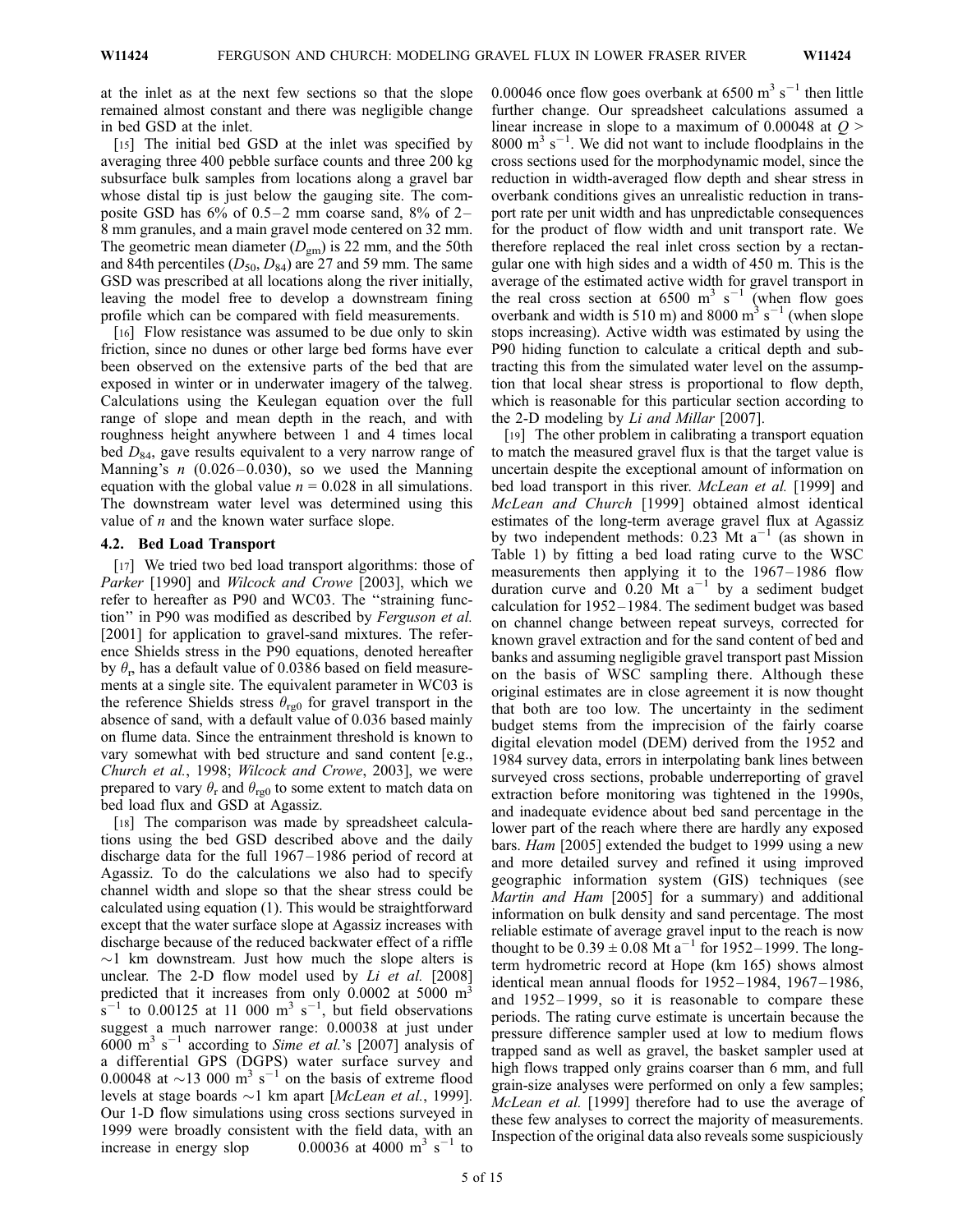at the inlet as at the next few sections so that the slope remained almost constant and there was negligible change in bed GSD at the inlet.

[15] The initial bed GSD at the inlet was specified by averaging three 400 pebble surface counts and three 200 kg subsurface bulk samples from locations along a gravel bar whose distal tip is just below the gauging site. The composite GSD has 6% of 0.5–2 mm coarse sand, 8% of 2–8 mm granules, and a main gravel mode centered on 32 mm. The geometric mean diameter ($D_{gm}$) is 22 mm, and the 50th and 84th percentiles ($D_{50}$, $D_{84}$) are 27 and 59 mm. The same GSD was prescribed at all locations along the river initially, leaving the model free to develop a downstream fining profile which can be compared with field measurements.

[16] Flow resistance was assumed to be due only to skin friction, since no dunes or other large bed forms have ever been observed on the extensive parts of the bed that are exposed in winter or in underwater imagery of the talweg. Calculations using the Keulegan equation over the full range of slope and mean depth in the reach, and with roughness height anywhere between 1 and 4 times local bed $D_{84}$, gave results equivalent to a very narrow range of Manning's $n$ (0.026–0.030), so we used the Manning equation with the global value $n = 0.028$ in all simulations. The downstream water level was determined using this value of $n$ and the known water surface slope.

### 4.2. Bed Load Transport

[17] We tried two bed load transport algorithms: those of *Parker* [1990] and *Wilcock and Crowe* [2003], which we refer to hereafter as P90 and WC03. The "straining function" in P90 was modified as described by *Ferguson et al.* [2001] for application to gravel-sand mixtures. The reference Shields stress in the P90 equations, denoted hereafter by $\theta_r$, has a default value of 0.0386 based on field measurements at a single site. The equivalent parameter in WC03 is the reference Shields stress $\theta_{rg0}$ for gravel transport in the absence of sand, with a default value of 0.036 based mainly on flume data. Since the entrainment threshold is known to vary somewhat with bed structure and sand content [e.g., *Church et al.*, 1998; *Wilcock and Crowe*, 2003], we were prepared to vary $\theta_r$ and $\theta_{rg0}$ to some extent to match data on bed load flux and GSD at Agassiz.

[18] The comparison was made by spreadsheet calculations using the bed GSD described above and the daily discharge data for the full 1967–1986 period of record at Agassiz. To do the calculations we also had to specify channel width and slope so that the shear stress could be calculated using equation (1). This would be straightforward except that the water surface slope at Agassiz increases with discharge because of the reduced backwater effect of a riffle ~1 km downstream. Just how much the slope alters is unclear. The 2-D flow model used by *Li et al.* [2008] predicted that it increases from only 0.0002 at 5000 $m^3 s^{-1}$ to 0.00125 at 11 000 $m^3 s^{-1}$, but field observations suggest a much narrower range: 0.00038 at just under 6000 $m^3 s^{-1}$ according to *Sime et al.*'s [2007] analysis of a differential GPS (DGPS) water surface survey and 0.00048 at ~13 000 $m^3 s^{-1}$ on the basis of extreme flood levels at stage boards ~1 km apart [*McLean et al.*, 1999]. Our 1-D flow simulations using cross sections surveyed in 1999 were broadly consistent with the field data, with an increase in energy slope 0.00036 at 4000 $m^3 s^{-1}$ to 0.00046 once flow goes overbank at 6500 $m^3 s^{-1}$ then little further change. Our spreadsheet calculations assumed a linear increase in slope to a maximum of 0.00048 at $Q >$ 8000 $m^3 s^{-1}$. We did not want to include floodplains in the cross sections used for the morphodynamic model, since the reduction in width-averaged flow depth and shear stress in overbank conditions gives an unrealistic reduction in transport rate per unit width and has unpredictable consequences for the product of flow width and unit transport rate. We therefore replaced the real inlet cross section by a rectangular one with high sides and a width of 450 m. This is the average of the estimated active width for gravel transport in the real cross section at 6500 $m^3 s^{-1}$ (when flow goes overbank and width is 510 m) and 8000 $m^3 s^{-1}$ (when slope stops increasing). Active width was estimated by using the P90 hiding function to calculate a critical depth and subtracting this from the simulated water level on the assumption that local shear stress is proportional to flow depth, which is reasonable for this particular section according to the 2-D modeling by *Li and Millar* [2007].

[19] The other problem in calibrating a transport equation to match the measured gravel flux is that the target value is uncertain despite the exceptional amount of information on bed load transport in this river. *McLean et al.* [1999] and *McLean and Church* [1999] obtained almost identical estimates of the long-term average gravel flux at Agassiz by two independent methods: 0.23 Mt $a^{-1}$ (as shown in Table 1) by fitting a bed load rating curve to the WSC measurements then applying it to the 1967–1986 flow duration curve and 0.20 Mt $a^{-1}$ by a sediment budget calculation for 1952–1984. The sediment budget was based on channel change between repeat surveys, corrected for known gravel extraction and for the sand content of bed and banks and assuming negligible gravel transport past Mission on the basis of WSC sampling there. Although these original estimates are in close agreement it is now thought that both are too low. The uncertainty in the sediment budget stems from the imprecision of the fairly coarse digital elevation model (DEM) derived from the 1952 and 1984 survey data, errors in interpolating bank lines between surveyed cross sections, probable underreporting of gravel extraction before monitoring was tightened in the 1990s, and inadequate evidence about bed sand percentage in the lower part of the reach where there are hardly any exposed bars. *Ham* [2005] extended the budget to 1999 using a new and more detailed survey and refined it using improved geographic information system (GIS) techniques (see *Martin and Ham* [2005] for a summary) and additional information on bulk density and sand percentage. The most reliable estimate of average gravel input to the reach is now thought to be 0.39 ± 0.08 Mt $a^{-1}$ for 1952–1999. The long-term hydrometric record at Hope (km 165) shows almost identical mean annual floods for 1952–1984, 1967–1986, and 1952–1999, so it is reasonable to compare these periods. The rating curve estimate is uncertain because the pressure difference sampler used at low to medium flows trapped sand as well as gravel, the basket sampler used at high flows trapped only grains coarser than 6 mm, and full grain-size analyses were performed on only a few samples; *McLean et al.* [1999] therefore had to use the average of these few analyses to correct the majority of measurements. Inspection of the original data also reveals some suspiciously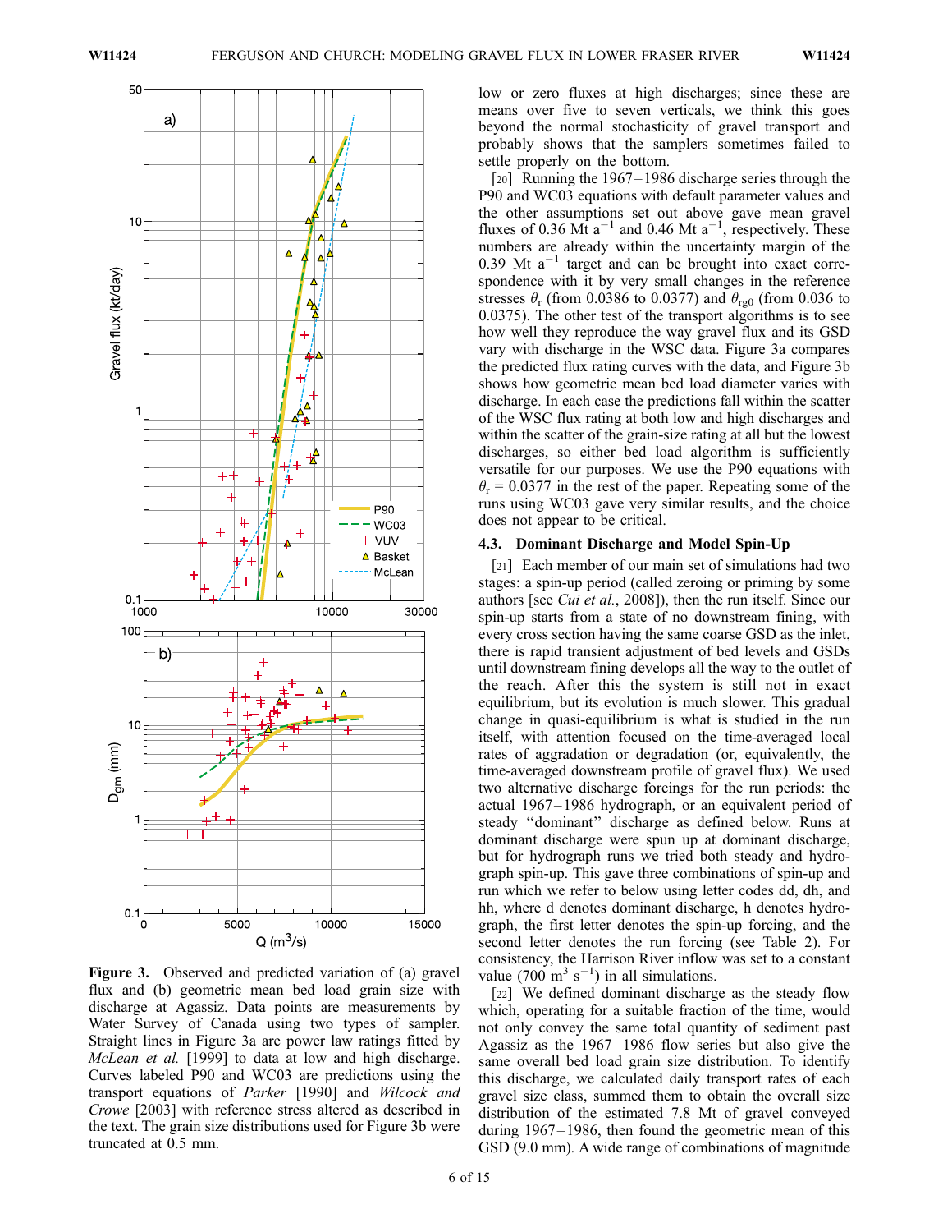Figure 3. Observed and predicted variation of (a) gravel flux and (b) geometric mean bed load grain size with discharge at Agassiz. Data points are measurements by Water Survey of Canada using two types of sampler. Straight lines in Figure 3a are power law ratings fitted by *McLean et al.* [1999] to data at low and high discharge. Curves labeled P90 and WC03 are predictions using the transport equations of *Parker* [1990] and *Wilcock and Crowe* [2003] with reference stress altered as described in the text. The grain size distributions used for Figure 3b were truncated at 0.5 mm.

low or zero fluxes at high discharges; since these are means over five to seven verticals, we think this goes beyond the normal stochasticity of gravel transport and probably shows that the samplers sometimes failed to settle properly on the bottom.

[20] Running the 1967–1986 discharge series through the P90 and WC03 equations with default parameter values and the other assumptions set out above gave mean gravel fluxes of 0.36 Mt $a^{-1}$ and 0.46 Mt $a^{-1}$, respectively. These numbers are already within the uncertainty margin of the 0.39 Mt $a^{-1}$ target and can be brought into exact correspondence with it by very small changes in the reference stresses $\theta_r$ (from 0.0386 to 0.0377) and $\theta_{rg0}$ (from 0.036 to 0.0375). The other test of the transport algorithms is to see how well they reproduce the way gravel flux and its GSD vary with discharge in the WSC data. Figure 3a compares the predicted flux rating curves with the data, and Figure 3b shows how geometric mean bed load diameter varies with discharge. In each case the predictions fall within the scatter of the WSC flux rating at both low and high discharges and within the scatter of the grain-size rating at all but the lowest discharges, so either bed load algorithm is sufficiently versatile for our purposes. We use the P90 equations with $\theta_r = 0.0377$ in the rest of the paper. Repeating some of the runs using WC03 gave very similar results, and the choice does not appear to be critical.

### 4.3. Dominant Discharge and Model Spin-Up

[21] Each member of our main set of simulations had two stages: a spin-up period (called zeroing or priming by some authors [see *Cui et al.*, 2008]), then the run itself. Since our spin-up starts from a state of no downstream fining, with every cross section having the same coarse GSD as the inlet, there is rapid transient adjustment of bed levels and GSDs until downstream fining develops all the way to the outlet of the reach. After this the system is still not in exact equilibrium, but its evolution is much slower. This gradual change in quasi-equilibrium is what is studied in the run itself, with attention focused on the time-averaged local rates of aggradation or degradation (or, equivalently, the time-averaged downstream profile of gravel flux). We used two alternative discharge forcings for the run periods: the actual 1967–1986 hydrograph, or an equivalent period of steady "dominant" discharge as defined below. Runs at dominant discharge were spun up at dominant discharge, but for hydrograph runs we tried both steady and hydrograph spin-up. This gave three combinations of spin-up and run which we refer to below using letter codes dd, dh, and hh, where d denotes dominant discharge, h denotes hydrograph, the first letter denotes the spin-up forcing, and the second letter denotes the run forcing (see Table 2). For consistency, the Harrison River inflow was set to a constant value (700 $m^3$ $s^{-1}$) in all simulations.

[22] We defined dominant discharge as the steady flow which, operating for a suitable fraction of the time, would not only convey the same total quantity of sediment past Agassiz as the 1967–1986 flow series but also give the same overall bed load grain size distribution. To identify this discharge, we calculated daily transport rates of each gravel size class, summed them to obtain the overall size distribution of the estimated 7.8 Mt of gravel conveyed during 1967–1986, then found the geometric mean of this GSD (9.0 mm). A wide range of combinations of magnitude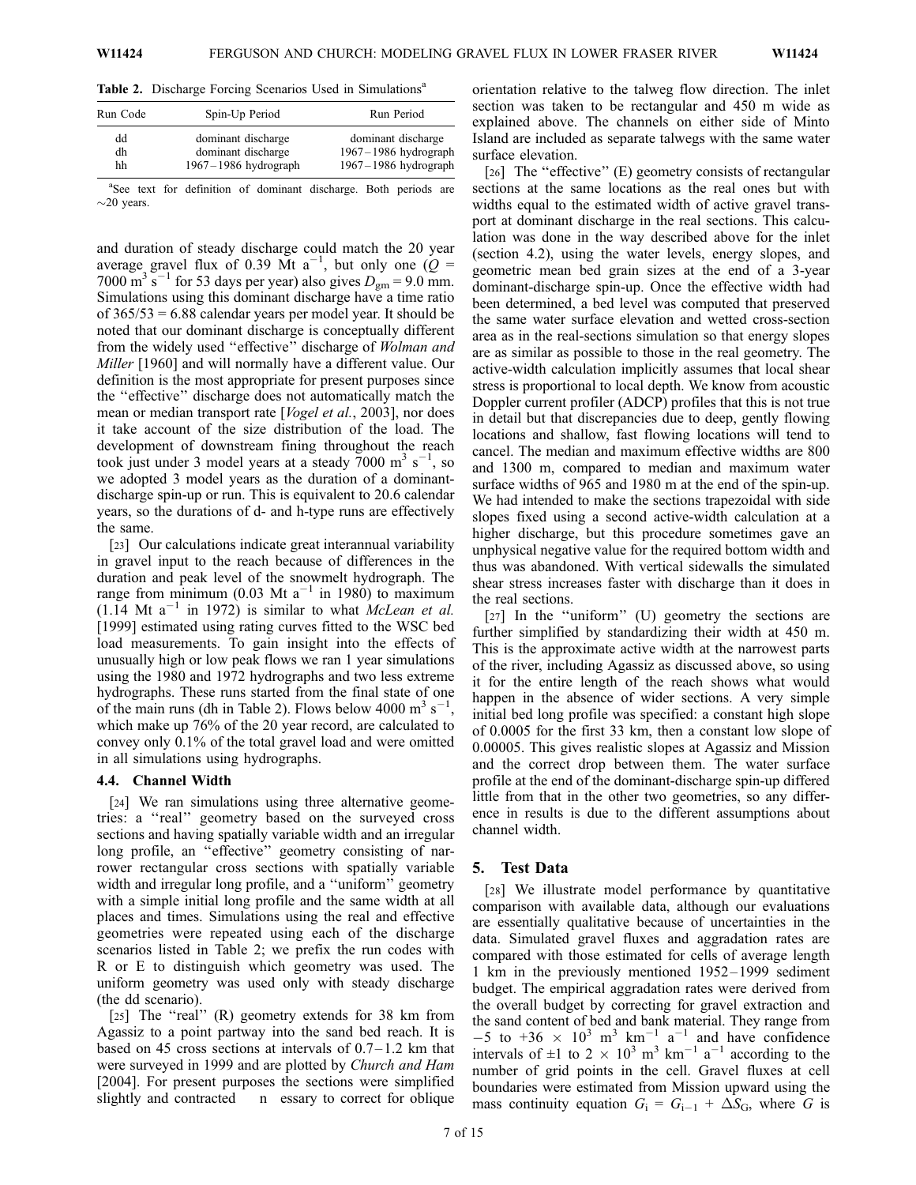**Table 2.** Discharge Forcing Scenarios Used in Simulations[a]

| Run Code | Spin-Up Period | Run Period |
|---|---|---|
| dd | dominant discharge | dominant discharge |
| dh | dominant discharge | 1967–1986 hydrograph |
| hh | 1967–1986 hydrograph | 1967–1986 hydrograph |

[a]See text for definition of dominant discharge. Both periods are ~20 years.

and duration of steady discharge could match the 20 year average gravel flux of 0.39 Mt $a^{-1}$, but only one ($Q$ = 7000 $m^3$ $s^{-1}$ for 53 days per year) also gives $D_{gm}$ = 9.0 mm. Simulations using this dominant discharge have a time ratio of 365/53 = 6.88 calendar years per model year. It should be noted that our dominant discharge is conceptually different from the widely used "effective" discharge of *Wolman and Miller* [1960] and will normally have a different value. Our definition is the most appropriate for present purposes since the "effective" discharge does not automatically match the mean or median transport rate [*Vogel et al.*, 2003], nor does it take account of the size distribution of the load. The development of downstream fining throughout the reach took just under 3 model years at a steady 7000 $m^3$ $s^{-1}$, so we adopted 3 model years as the duration of a dominant-discharge spin-up or run. This is equivalent to 20.6 calendar years, so the durations of d- and h-type runs are effectively the same.

[23] Our calculations indicate great interannual variability in gravel input to the reach because of differences in the duration and peak level of the snowmelt hydrograph. The range from minimum (0.03 Mt $a^{-1}$ in 1980) to maximum (1.14 Mt $a^{-1}$ in 1972) is similar to what *McLean et al.* [1999] estimated using rating curves fitted to the WSC bed load measurements. To gain insight into the effects of unusually high or low peak flows we ran 1 year simulations using the 1980 and 1972 hydrographs and two less extreme hydrographs. These runs started from the final state of one of the main runs (dh in Table 2). Flows below 4000 $m^3$ $s^{-1}$, which make up 76% of the 20 year record, are calculated to convey only 0.1% of the total gravel load and were omitted in all simulations using hydrographs.

### 4.4. Channel Width

[24] We ran simulations using three alternative geometries: a "real" geometry based on the surveyed cross sections and having spatially variable width and an irregular long profile, an "effective" geometry consisting of narrower rectangular cross sections with spatially variable width and irregular long profile, and a "uniform" geometry with a simple initial long profile and the same width at all places and times. Simulations using the real and effective geometries were repeated using each of the discharge scenarios listed in Table 2; we prefix the run codes with R or E to distinguish which geometry was used. The uniform geometry was used only with steady discharge (the dd scenario).

[25] The "real" (R) geometry extends for 38 km from Agassiz to a point partway into the sand bed reach. It is based on 45 cross sections at intervals of 0.7–1.2 km that were surveyed in 1999 and are plotted by *Church and Ham* [2004]. For present purposes the sections were simplified slightly and contracted n essary to correct for oblique orientation relative to the talweg flow direction. The inlet section was taken to be rectangular and 450 m wide as explained above. The channels on either side of Minto Island are included as separate talwegs with the same water surface elevation.

[26] The "effective" (E) geometry consists of rectangular sections at the same locations as the real ones but with widths equal to the estimated width of active gravel transport at dominant discharge in the real sections. This calculation was done in the way described above for the inlet (section 4.2), using the water levels, energy slopes, and geometric mean bed grain sizes at the end of a 3-year dominant-discharge spin-up. Once the effective width had been determined, a bed level was computed that preserved the same water surface elevation and wetted cross-section area as in the real-sections simulation so that energy slopes are as similar as possible to those in the real geometry. The active-width calculation implicitly assumes that local shear stress is proportional to local depth. We know from acoustic Doppler current profiler (ADCP) profiles that this is not true in detail but that discrepancies due to deep, gently flowing locations and shallow, fast flowing locations will tend to cancel. The median and maximum effective widths are 800 and 1300 m, compared to median and maximum water surface widths of 965 and 1980 m at the end of the spin-up. We had intended to make the sections trapezoidal with side slopes fixed using a second active-width calculation at a higher discharge, but this procedure sometimes gave an unphysical negative value for the required bottom width and thus was abandoned. With vertical sidewalls the simulated shear stress increases faster with discharge than it does in the real sections.

[27] In the "uniform" (U) geometry the sections are further simplified by standardizing their width at 450 m. This is the approximate active width at the narrowest parts of the river, including Agassiz as discussed above, so using it for the entire length of the reach shows what would happen in the absence of wider sections. A very simple initial bed long profile was specified: a constant high slope of 0.0005 for the first 33 km, then a constant low slope of 0.00005. This gives realistic slopes at Agassiz and Mission and the correct drop between them. The water surface profile at the end of the dominant-discharge spin-up differed little from that in the other two geometries, so any difference in results is due to the different assumptions about channel width.

## 5. Test Data

[28] We illustrate model performance by quantitative comparison with available data, although our evaluations are essentially qualitative because of uncertainties in the data. Simulated gravel fluxes and aggradation rates are compared with those estimated for cells of average length 1 km in the previously mentioned 1952–1999 sediment budget. The empirical aggradation rates were derived from the overall budget by correcting for gravel extraction and the sand content of bed and bank material. They range from −5 to +36 × $10^3$ $m^3$ $km^{-1}$ $a^{-1}$ and have confidence intervals of ±1 to 2 × $10^3$ $m^3$ $km^{-1}$ $a^{-1}$ according to the number of grid points in the cell. Gravel fluxes at cell boundaries were estimated from Mission upward using the mass continuity equation $G_i = G_{i-1} + \Delta S_G$, where $G$ is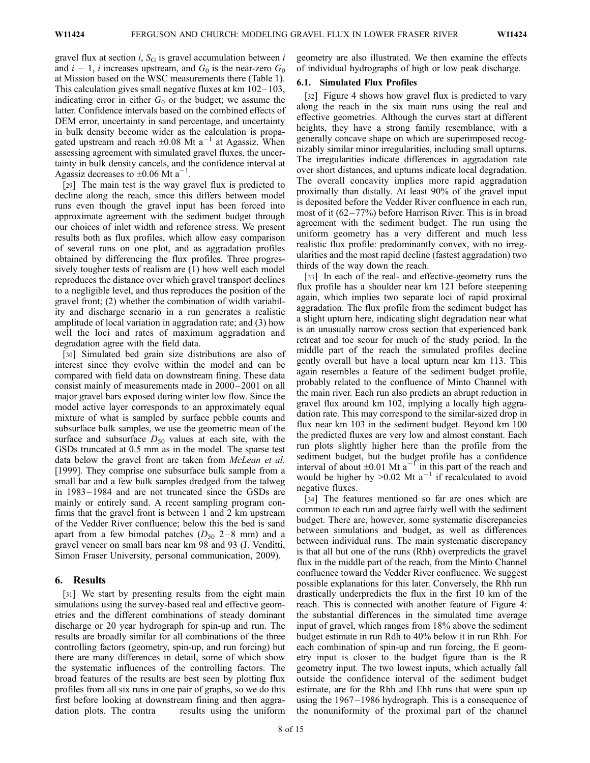gravel flux at section $i$, $S_G$ is gravel accumulation between $i$ and $i - 1$, $i$ increases upstream, and $G_0$ is the near-zero $G_0$ at Mission based on the WSC measurements there (Table 1). This calculation gives small negative fluxes at km 102–103, indicating error in either $G_0$ or the budget; we assume the latter. Confidence intervals based on the combined effects of DEM error, uncertainty in sand percentage, and uncertainty in bulk density become wider as the calculation is propagated upstream and reach $\pm 0.08$ Mt a$^{-1}$ at Agassiz. When assessing agreement with simulated gravel fluxes, the uncertainty in bulk density cancels, and the confidence interval at Agassiz decreases to $\pm 0.06$ Mt a$^{-1}$.

[29] The main test is the way gravel flux is predicted to decline along the reach, since this differs between model runs even though the gravel input has been forced into approximate agreement with the sediment budget through our choices of inlet width and reference stress. We present results both as flux profiles, which allow easy comparison of several runs on one plot, and as aggradation profiles obtained by differencing the flux profiles. Three progressively tougher tests of realism are (1) how well each model reproduces the distance over which gravel transport declines to a negligible level, and thus reproduces the position of the gravel front; (2) whether the combination of width variability and discharge scenario in a run generates a realistic amplitude of local variation in aggradation rate; and (3) how well the loci and rates of maximum aggradation and degradation agree with the field data.

[30] Simulated bed grain size distributions are also of interest since they evolve within the model and can be compared with field data on downstream fining. These data consist mainly of measurements made in 2000–2001 on all major gravel bars exposed during winter low flow. Since the model active layer corresponds to an approximately equal mixture of what is sampled by surface pebble counts and subsurface bulk samples, we use the geometric mean of the surface and subsurface $D_{50}$ values at each site, with the GSDs truncated at 0.5 mm as in the model. The sparse test data below the gravel front are taken from *McLean et al.* [1999]. They comprise one subsurface bulk sample from a small bar and a few bulk samples dredged from the talweg in 1983–1984 and are not truncated since the GSDs are mainly or entirely sand. A recent sampling program confirms that the gravel front is between 1 and 2 km upstream of the Vedder River confluence; below this the bed is sand apart from a few bimodal patches ($D_{50}$ 2–8 mm) and a gravel veneer on small bars near km 98 and 93 (J. Venditti, Simon Fraser University, personal communication, 2009).

## 6. Results

[31] We start by presenting results from the eight main simulations using the survey-based real and effective geometries and the different combinations of steady dominant discharge or 20 year hydrograph for spin-up and run. The results are broadly similar for all combinations of the three controlling factors (geometry, spin-up, and run forcing) but there are many differences in detail, some of which show the systematic influences of the controlling factors. The broad features of the results are best seen by plotting flux profiles from all six runs in one pair of graphs, so we do this first before looking at downstream fining and then aggradation plots. The contra results using the uniform geometry are also illustrated. We then examine the effects of individual hydrographs of high or low peak discharge.

### 6.1. Simulated Flux Profiles

[32] Figure 4 shows how gravel flux is predicted to vary along the reach in the six main runs using the real and effective geometries. Although the curves start at different heights, they have a strong family resemblance, with a generally concave shape on which are superimposed recognizably similar minor irregularities, including small upturns. The irregularities indicate differences in aggradation rate over short distances, and upturns indicate local degradation. The overall concavity implies more rapid aggradation proximally than distally. At least 90% of the gravel input is deposited before the Vedder River confluence in each run, most of it (62–77%) before Harrison River. This is in broad agreement with the sediment budget. The run using the uniform geometry has a very different and much less realistic flux profile: predominantly convex, with no irregularities and the most rapid decline (fastest aggradation) two thirds of the way down the reach.

[33] In each of the real- and effective-geometry runs the flux profile has a shoulder near km 121 before steepening again, which implies two separate loci of rapid proximal aggradation. The flux profile from the sediment budget has a slight upturn here, indicating slight degradation near what is an unusually narrow cross section that experienced bank retreat and toe scour for much of the study period. In the middle part of the reach the simulated profiles decline gently overall but have a local upturn near km 113. This again resembles a feature of the sediment budget profile, probably related to the confluence of Minto Channel with the main river. Each run also predicts an abrupt reduction in gravel flux around km 102, implying a locally high aggradation rate. This may correspond to the similar-sized drop in flux near km 103 in the sediment budget. Beyond km 100 the predicted fluxes are very low and almost constant. Each run plots slightly higher here than the profile from the sediment budget, but the budget profile has a confidence interval of about $\pm 0.01$ Mt a$^{-1}$ in this part of the reach and would be higher by $>0.02$ Mt a$^{-1}$ if recalculated to avoid negative fluxes.

[34] The features mentioned so far are ones which are common to each run and agree fairly well with the sediment budget. There are, however, some systematic discrepancies between simulations and budget, as well as differences between individual runs. The main systematic discrepancy is that all but one of the runs (Rhh) overpredicts the gravel flux in the middle part of the reach, from the Minto Channel confluence toward the Vedder River confluence. We suggest possible explanations for this later. Conversely, the Rhh run drastically underpredicts the flux in the first 10 km of the reach. This is connected with another feature of Figure 4: the substantial differences in the simulated time average input of gravel, which ranges from 18% above the sediment budget estimate in run Rdh to 40% below it in run Rhh. For each combination of spin-up and run forcing, the E geometry input is closer to the budget figure than is the R geometry input. The two lowest inputs, which actually fall outside the confidence interval of the sediment budget estimate, are for the Rhh and Ehh runs that were spun up using the 1967–1986 hydrograph. This is a consequence of the nonuniformity of the proximal part of the channel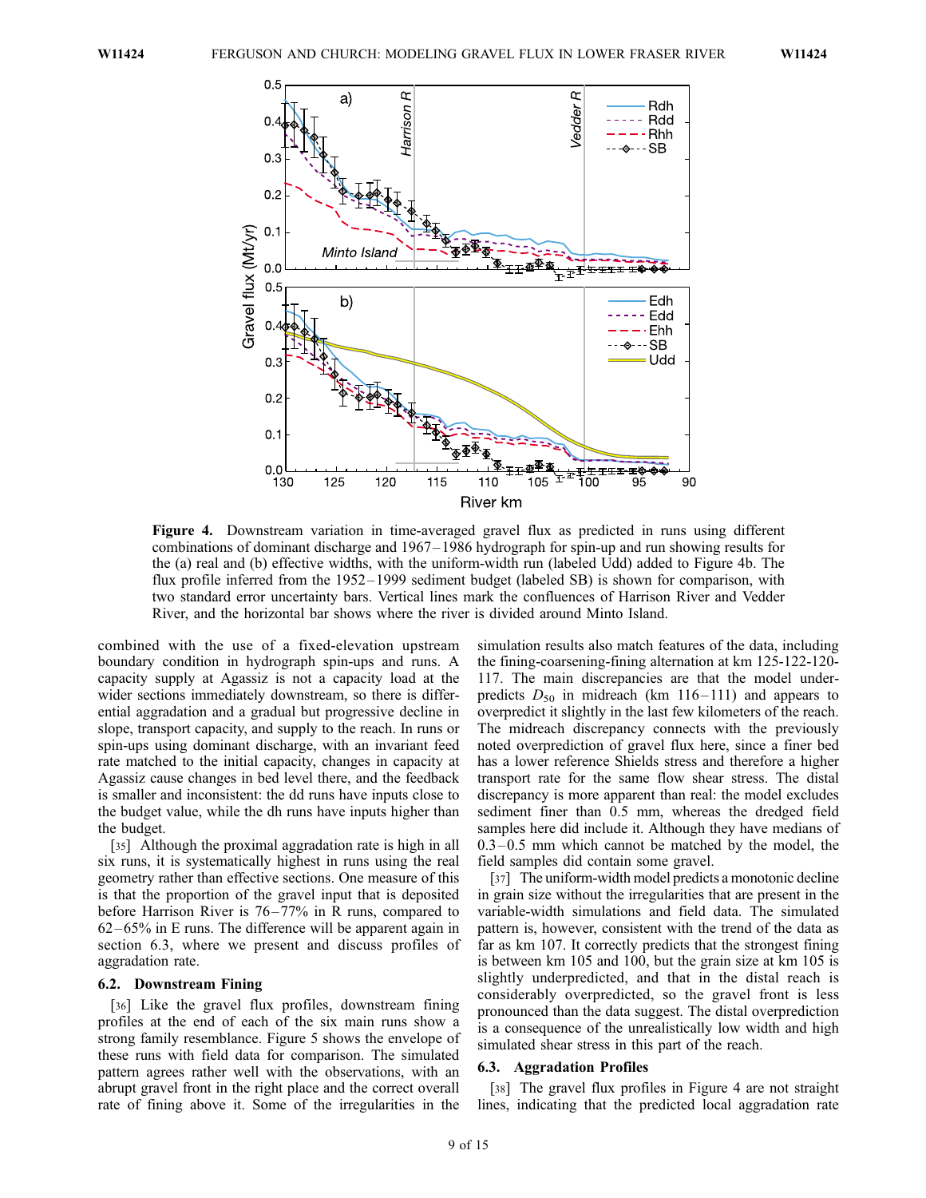**Figure 4.** Downstream variation in time-averaged gravel flux as predicted in runs using different combinations of dominant discharge and 1967–1986 hydrograph for spin-up and run showing results for the (a) real and (b) effective widths, with the uniform-width run (labeled Udd) added to Figure 4b. The flux profile inferred from the 1952–1999 sediment budget (labeled SB) is shown for comparison, with two standard error uncertainty bars. Vertical lines mark the confluences of Harrison River and Vedder River, and the horizontal bar shows where the river is divided around Minto Island.

combined with the use of a fixed-elevation upstream boundary condition in hydrograph spin-ups and runs. A capacity supply at Agassiz is not a capacity load at the wider sections immediately downstream, so there is differential aggradation and a gradual but progressive decline in slope, transport capacity, and supply to the reach. In runs or spin-ups using dominant discharge, with an invariant feed rate matched to the initial capacity, changes in capacity at Agassiz cause changes in bed level there, and the feedback is smaller and inconsistent: the dd runs have inputs close to the budget value, while the dh runs have inputs higher than the budget.

[35] Although the proximal aggradation rate is high in all six runs, it is systematically highest in runs using the real geometry rather than effective sections. One measure of this is that the proportion of the gravel input that is deposited before Harrison River is 76–77% in R runs, compared to 62–65% in E runs. The difference will be apparent again in section 6.3, where we present and discuss profiles of aggradation rate.

### 6.2. Downstream Fining

[36] Like the gravel flux profiles, downstream fining profiles at the end of each of the six main runs show a strong family resemblance. Figure 5 shows the envelope of these runs with field data for comparison. The simulated pattern agrees rather well with the observations, with an abrupt gravel front in the right place and the correct overall rate of fining above it. Some of the irregularities in the simulation results also match features of the data, including the fining-coarsening-fining alternation at km 125-122-120-117. The main discrepancies are that the model underpredicts $D_{50}$ in midreach (km 116–111) and appears to overpredict it slightly in the last few kilometers of the reach. The midreach discrepancy connects with the previously noted overprediction of gravel flux here, since a finer bed has a lower reference Shields stress and therefore a higher transport rate for the same flow shear stress. The distal discrepancy is more apparent than real: the model excludes sediment finer than 0.5 mm, whereas the dredged field samples here did include it. Although they have medians of 0.3–0.5 mm which cannot be matched by the model, the field samples did contain some gravel.

[37] The uniform-width model predicts a monotonic decline in grain size without the irregularities that are present in the variable-width simulations and field data. The simulated pattern is, however, consistent with the trend of the data as far as km 107. It correctly predicts that the strongest fining is between km 105 and 100, but the grain size at km 105 is slightly underpredicted, and that in the distal reach is considerably overpredicted, so the gravel front is less pronounced than the data suggest. The distal overprediction is a consequence of the unrealistically low width and high simulated shear stress in this part of the reach.

### 6.3. Aggradation Profiles

[38] The gravel flux profiles in Figure 4 are not straight lines, indicating that the predicted local aggradation rate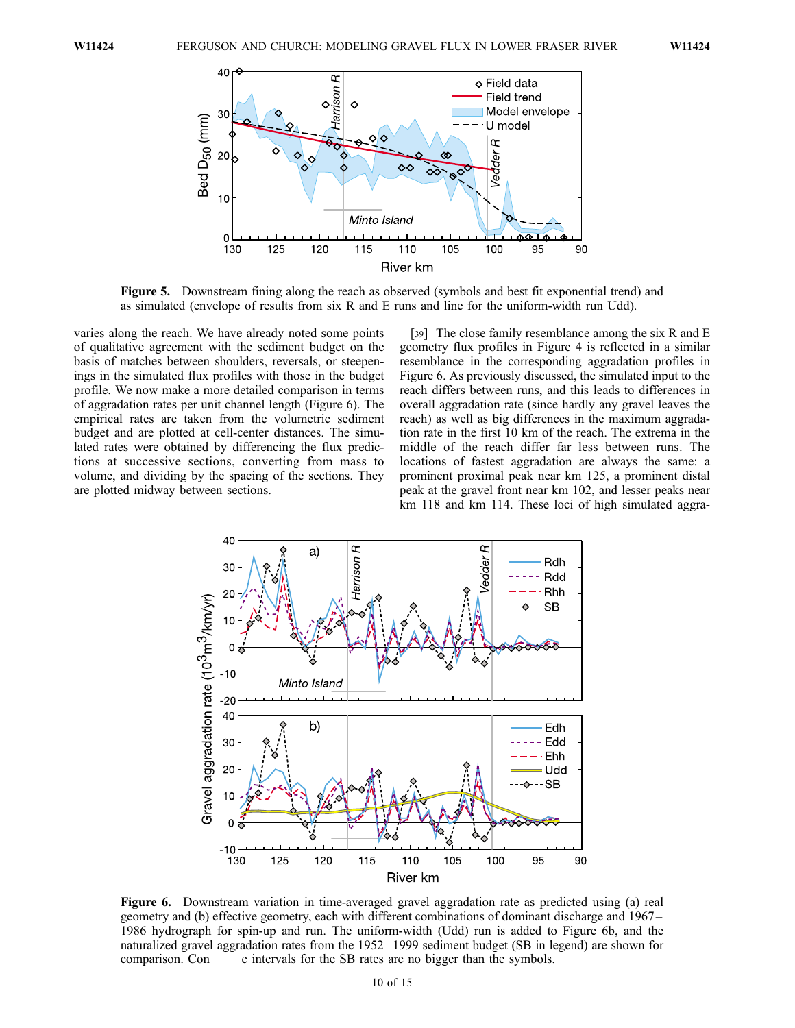**Figure 5.** Downstream fining along the reach as observed (symbols and best fit exponential trend) and as simulated (envelope of results from six R and E runs and line for the uniform-width run Udd).

varies along the reach. We have already noted some points of qualitative agreement with the sediment budget on the basis of matches between shoulders, reversals, or steepenings in the simulated flux profiles with those in the budget profile. We now make a more detailed comparison in terms of aggradation rates per unit channel length (Figure 6). The empirical rates are taken from the volumetric sediment budget and are plotted at cell-center distances. The simulated rates were obtained by differencing the flux predictions at successive sections, converting from mass to volume, and dividing by the spacing of the sections. They are plotted midway between sections.

[39] The close family resemblance among the six R and E geometry flux profiles in Figure 4 is reflected in a similar resemblance in the corresponding aggradation profiles in Figure 6. As previously discussed, the simulated input to the reach differs between runs, and this leads to differences in overall aggradation rate (since hardly any gravel leaves the reach) as well as big differences in the maximum aggradation rate in the first 10 km of the reach. The extrema in the middle of the reach differ far less between runs. The locations of fastest aggradation are always the same: a prominent proximal peak near km 125, a prominent distal peak at the gravel front near km 102, and lesser peaks near km 118 and km 114. These loci of high simulated aggra-

**Figure 6.** Downstream variation in time-averaged gravel aggradation rate as predicted using (a) real geometry and (b) effective geometry, each with different combinations of dominant discharge and 1967–1986 hydrograph for spin-up and run. The uniform-width (Udd) run is added to Figure 6b, and the naturalized gravel aggradation rates from the 1952–1999 sediment budget (SB in legend) are shown for comparison. Con e intervals for the SB rates are no bigger than the symbols.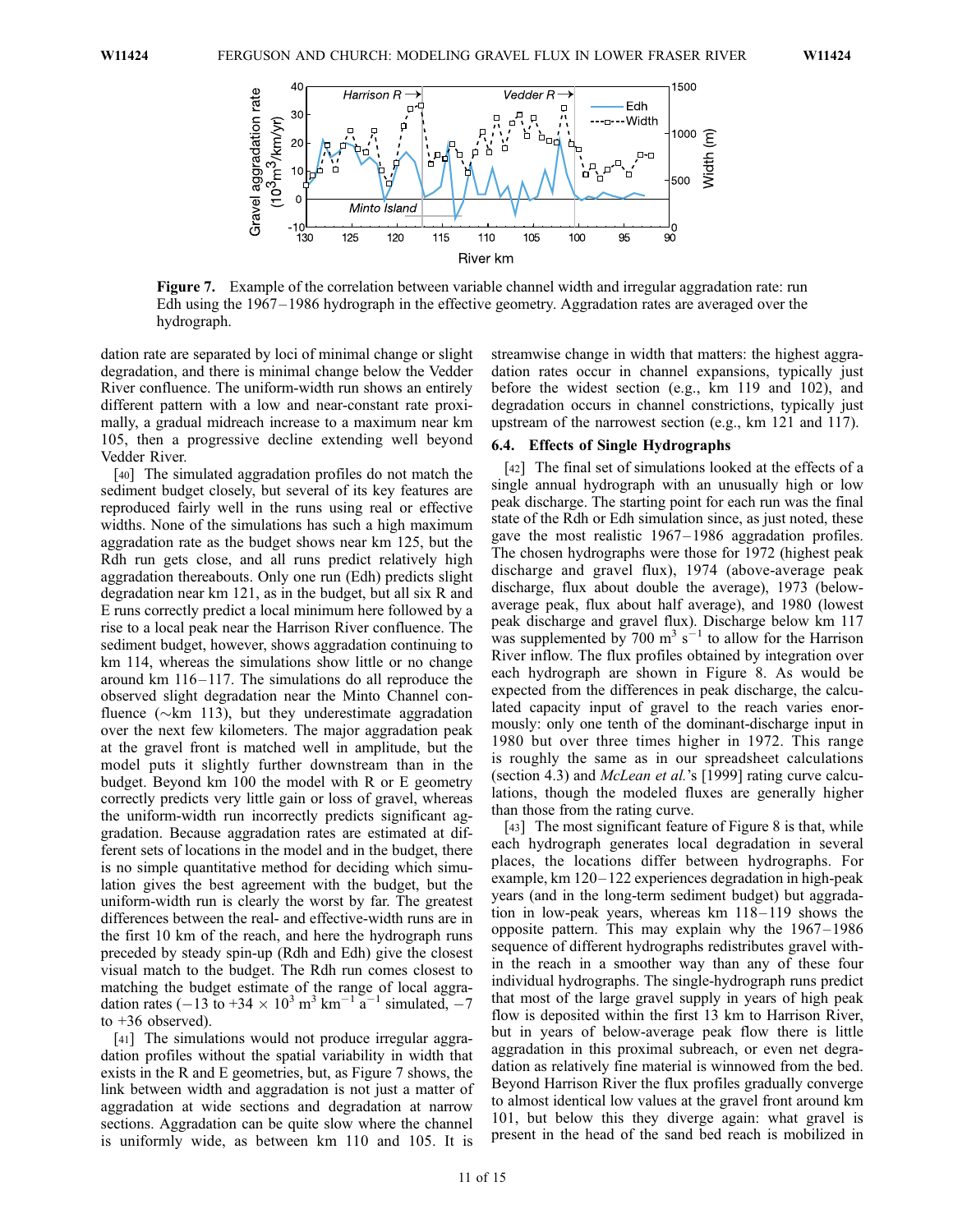**Figure 7.** Example of the correlation between variable channel width and irregular aggradation rate: run Edh using the 1967–1986 hydrograph in the effective geometry. Aggradation rates are averaged over the hydrograph.

dation rate are separated by loci of minimal change or slight degradation, and there is minimal change below the Vedder River confluence. The uniform-width run shows an entirely different pattern with a low and near-constant rate proximally, a gradual midreach increase to a maximum near km 105, then a progressive decline extending well beyond Vedder River.

[40] The simulated aggradation profiles do not match the sediment budget closely, but several of its key features are reproduced fairly well in the runs using real or effective widths. None of the simulations has such a high maximum aggradation rate as the budget shows near km 125, but the Rdh run gets close, and all runs predict relatively high aggradation thereabouts. Only one run (Edh) predicts slight degradation near km 121, as in the budget, but all six R and E runs correctly predict a local minimum here followed by a rise to a local peak near the Harrison River confluence. The sediment budget, however, shows aggradation continuing to km 114, whereas the simulations show little or no change around km 116–117. The simulations do all reproduce the observed slight degradation near the Minto Channel confluence (~km 113), but they underestimate aggradation over the next few kilometers. The major aggradation peak at the gravel front is matched well in amplitude, but the model puts it slightly further downstream than in the budget. Beyond km 100 the model with R or E geometry correctly predicts very little gain or loss of gravel, whereas the uniform-width run incorrectly predicts significant aggradation. Because aggradation rates are estimated at different sets of locations in the model and in the budget, there is no simple quantitative method for deciding which simulation gives the best agreement with the budget, but the uniform-width run is clearly the worst by far. The greatest differences between the real- and effective-width runs are in the first 10 km of the reach, and here the hydrograph runs preceded by steady spin-up (Rdh and Edh) give the closest visual match to the budget. The Rdh run comes closest to matching the budget estimate of the range of local aggradation rates ($-13$ to $+34 \times 10^3$ m$^3$ km$^{-1}$ a$^{-1}$ simulated, $-7$ to $+36$ observed).

[41] The simulations would not produce irregular aggradation profiles without the spatial variability in width that exists in the R and E geometries, but, as Figure 7 shows, the link between width and aggradation is not just a matter of aggradation at wide sections and degradation at narrow sections. Aggradation can be quite slow where the channel is uniformly wide, as between km 110 and 105. It is streamwise change in width that matters: the highest aggradation rates occur in channel expansions, typically just before the widest section (e.g., km 119 and 102), and degradation occurs in channel constrictions, typically just upstream of the narrowest section (e.g., km 121 and 117).

### 6.4. Effects of Single Hydrographs

[42] The final set of simulations looked at the effects of a single annual hydrograph with an unusually high or low peak discharge. The starting point for each run was the final state of the Rdh or Edh simulation since, as just noted, these gave the most realistic 1967–1986 aggradation profiles. The chosen hydrographs were those for 1972 (highest peak discharge and gravel flux), 1974 (above-average peak discharge, flux about double the average), 1973 (below-average peak, flux about half average), and 1980 (lowest peak discharge and gravel flux). Discharge below km 117 was supplemented by 700 m$^3$ s$^{-1}$ to allow for the Harrison River inflow. The flux profiles obtained by integration over each hydrograph are shown in Figure 8. As would be expected from the differences in peak discharge, the calculated capacity input of gravel to the reach varies enormously: only one tenth of the dominant-discharge input in 1980 but over three times higher in 1972. This range is roughly the same as in our spreadsheet calculations (section 4.3) and *McLean et al.*'s [1999] rating curve calculations, though the modeled fluxes are generally higher than those from the rating curve.

[43] The most significant feature of Figure 8 is that, while each hydrograph generates local degradation in several places, the locations differ between hydrographs. For example, km 120–122 experiences degradation in high-peak years (and in the long-term sediment budget) but aggradation in low-peak years, whereas km 118–119 shows the opposite pattern. This may explain why the 1967–1986 sequence of different hydrographs redistributes gravel within the reach in a smoother way than any of these four individual hydrographs. The single-hydrograph runs predict that most of the large gravel supply in years of high peak flow is deposited within the first 13 km to Harrison River, but in years of below-average peak flow there is little aggradation in this proximal subreach, or even net degradation as relatively fine material is winnowed from the bed. Beyond Harrison River the flux profiles gradually converge to almost identical low values at the gravel front around km 101, but below this they diverge again: what gravel is present in the head of the sand bed reach is mobilized in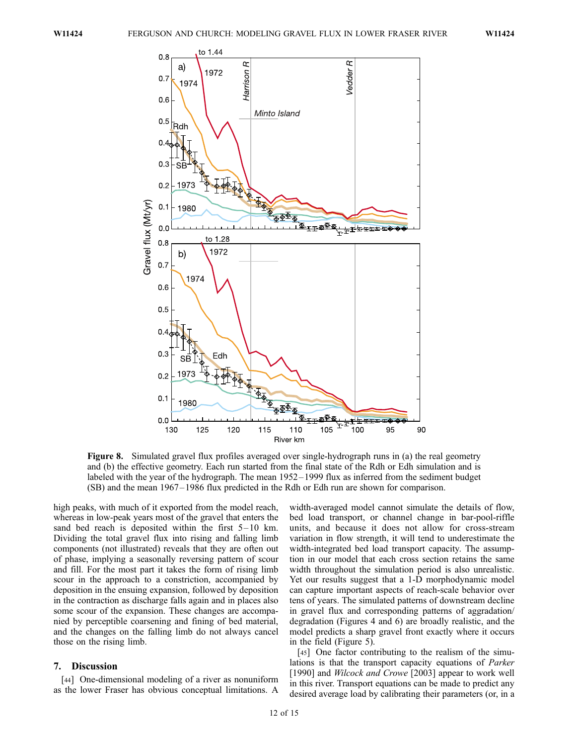**Figure 8.** Simulated gravel flux profiles averaged over single-hydrograph runs in (a) the real geometry and (b) the effective geometry. Each run started from the final state of the Rdh or Edh simulation and is labeled with the year of the hydrograph. The mean 1952–1999 flux as inferred from the sediment budget (SB) and the mean 1967–1986 flux predicted in the Rdh or Edh run are shown for comparison.

high peaks, with much of it exported from the model reach, whereas in low-peak years most of the gravel that enters the sand bed reach is deposited within the first 5–10 km. Dividing the total gravel flux into rising and falling limb components (not illustrated) reveals that they are often out of phase, implying a seasonally reversing pattern of scour and fill. For the most part it takes the form of rising limb scour in the approach to a constriction, accompanied by deposition in the ensuing expansion, followed by deposition in the contraction as discharge falls again and in places also some scour of the expansion. These changes are accompanied by perceptible coarsening and fining of bed material, and the changes on the falling limb do not always cancel those on the rising limb.

## 7. Discussion

[44] One-dimensional modeling of a river as nonuniform as the lower Fraser has obvious conceptual limitations. A width-averaged model cannot simulate the details of flow, bed load transport, or channel change in bar-pool-riffle units, and because it does not allow for cross-stream variation in flow strength, it will tend to underestimate the width-integrated bed load transport capacity. The assumption in our model that each cross section retains the same width throughout the simulation period is also unrealistic. Yet our results suggest that a 1-D morphodynamic model can capture important aspects of reach-scale behavior over tens of years. The simulated patterns of downstream decline in gravel flux and corresponding patterns of aggradation/degradation (Figures 4 and 6) are broadly realistic, and the model predicts a sharp gravel front exactly where it occurs in the field (Figure 5).

[45] One factor contributing to the realism of the simulations is that the transport capacity equations of *Parker* [1990] and *Wilcock and Crowe* [2003] appear to work well in this river. Transport equations can be made to predict any desired average load by calibrating their parameters (or, in a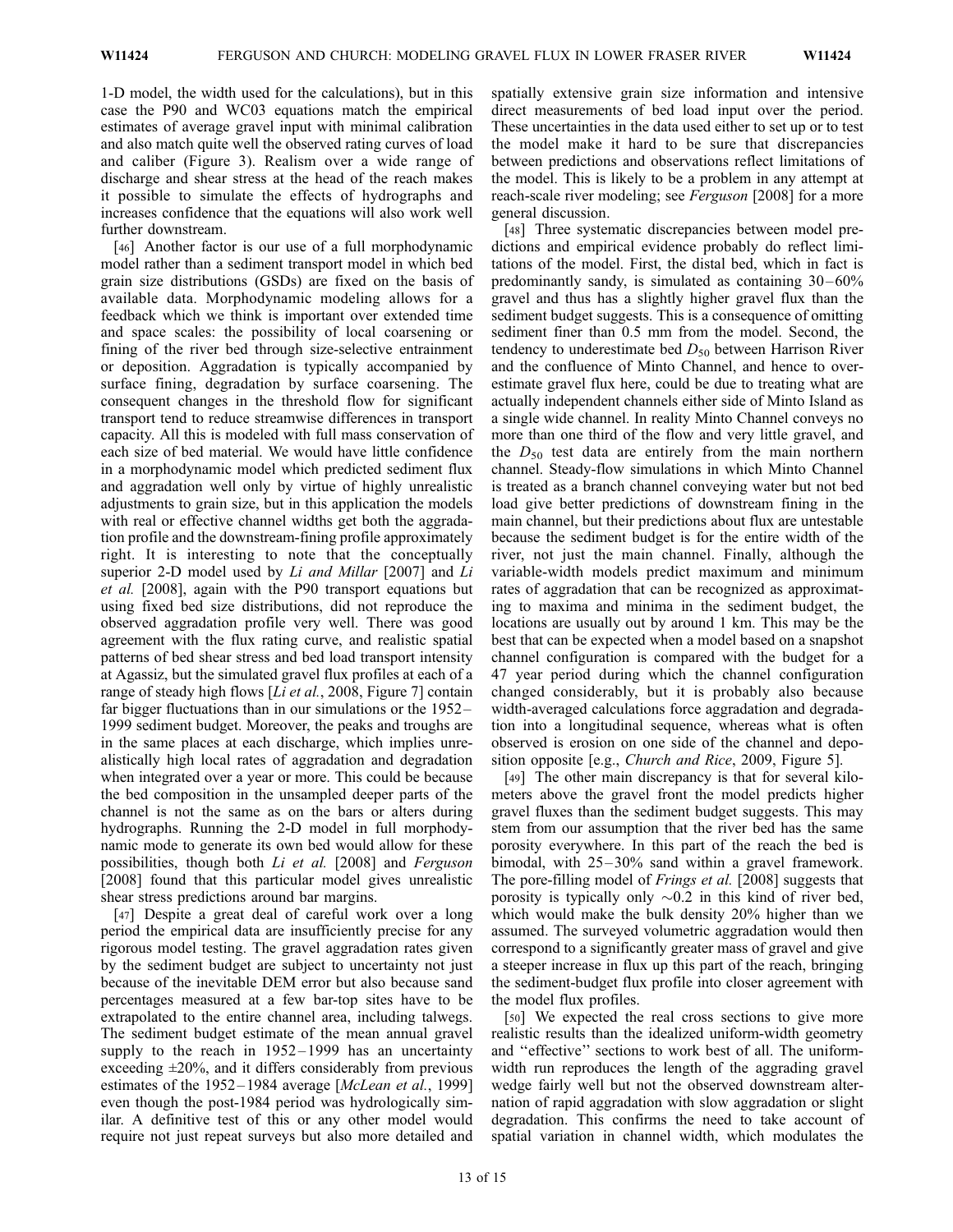1-D model, the width used for the calculations), but in this case the P90 and WC03 equations match the empirical estimates of average gravel input with minimal calibration and also match quite well the observed rating curves of load and caliber (Figure 3). Realism over a wide range of discharge and shear stress at the head of the reach makes it possible to simulate the effects of hydrographs and increases confidence that the equations will also work well further downstream.

[46] Another factor is our use of a full morphodynamic model rather than a sediment transport model in which bed grain size distributions (GSDs) are fixed on the basis of available data. Morphodynamic modeling allows for a feedback which we think is important over extended time and space scales: the possibility of local coarsening or fining of the river bed through size-selective entrainment or deposition. Aggradation is typically accompanied by surface fining, degradation by surface coarsening. The consequent changes in the threshold flow for significant transport tend to reduce streamwise differences in transport capacity. All this is modeled with full mass conservation of each size of bed material. We would have little confidence in a morphodynamic model which predicted sediment flux and aggradation well only by virtue of highly unrealistic adjustments to grain size, but in this application the models with real or effective channel widths get both the aggradation profile and the downstream-fining profile approximately right. It is interesting to note that the conceptually superior 2-D model used by *Li and Millar* [2007] and *Li et al.* [2008], again with the P90 transport equations but using fixed bed size distributions, did not reproduce the observed aggradation profile very well. There was good agreement with the flux rating curve, and realistic spatial patterns of bed shear stress and bed load transport intensity at Agassiz, but the simulated gravel flux profiles at each of a range of steady high flows [*Li et al.*, 2008, Figure 7] contain far bigger fluctuations than in our simulations or the 1952–1999 sediment budget. Moreover, the peaks and troughs are in the same places at each discharge, which implies unrealistically high local rates of aggradation and degradation when integrated over a year or more. This could be because the bed composition in the unsampled deeper parts of the channel is not the same as on the bars or alters during hydrographs. Running the 2-D model in full morphodynamic mode to generate its own bed would allow for these possibilities, though both *Li et al.* [2008] and *Ferguson* [2008] found that this particular model gives unrealistic shear stress predictions around bar margins.

[47] Despite a great deal of careful work over a long period the empirical data are insufficiently precise for any rigorous model testing. The gravel aggradation rates given by the sediment budget are subject to uncertainty not just because of the inevitable DEM error but also because sand percentages measured at a few bar-top sites have to be extrapolated to the entire channel area, including talwegs. The sediment budget estimate of the mean annual gravel supply to the reach in 1952–1999 has an uncertainty exceeding ±20%, and it differs considerably from previous estimates of the 1952–1984 average [*McLean et al.*, 1999] even though the post-1984 period was hydrologically similar. A definitive test of this or any other model would require not just repeat surveys but also more detailed and spatially extensive grain size information and intensive direct measurements of bed load input over the period. These uncertainties in the data used either to set up or to test the model make it hard to be sure that discrepancies between predictions and observations reflect limitations of the model. This is likely to be a problem in any attempt at reach-scale river modeling; see *Ferguson* [2008] for a more general discussion.

[48] Three systematic discrepancies between model predictions and empirical evidence probably do reflect limitations of the model. First, the distal bed, which in fact is predominantly sandy, is simulated as containing 30–60% gravel and thus has a slightly higher gravel flux than the sediment budget suggests. This is a consequence of omitting sediment finer than 0.5 mm from the model. Second, the tendency to underestimate bed $D_{50}$ between Harrison River and the confluence of Minto Channel, and hence to overestimate gravel flux here, could be due to treating what are actually independent channels either side of Minto Island as a single wide channel. In reality Minto Channel conveys no more than one third of the flow and very little gravel, and the $D_{50}$ test data are entirely from the main northern channel. Steady-flow simulations in which Minto Channel is treated as a branch channel conveying water but not bed load give better predictions of downstream fining in the main channel, but their predictions about flux are untestable because the sediment budget is for the entire width of the river, not just the main channel. Finally, although the variable-width models predict maximum and minimum rates of aggradation that can be recognized as approximating to maxima and minima in the sediment budget, the locations are usually out by around 1 km. This may be the best that can be expected when a model based on a snapshot channel configuration is compared with the budget for a 47 year period during which the channel configuration changed considerably, but it is probably also because width-averaged calculations force aggradation and degradation into a longitudinal sequence, whereas what is often observed is erosion on one side of the channel and deposition opposite [e.g., *Church and Rice*, 2009, Figure 5].

[49] The other main discrepancy is that for several kilometers above the gravel front the model predicts higher gravel fluxes than the sediment budget suggests. This may stem from our assumption that the river bed has the same porosity everywhere. In this part of the reach the bed is bimodal, with 25–30% sand within a gravel framework. The pore-filling model of *Frings et al.* [2008] suggests that porosity is typically only ~0.2 in this kind of river bed, which would make the bulk density 20% higher than we assumed. The surveyed volumetric aggradation would then correspond to a significantly greater mass of gravel and give a steeper increase in flux up this part of the reach, bringing the sediment-budget flux profile into closer agreement with the model flux profiles.

[50] We expected the real cross sections to give more realistic results than the idealized uniform-width geometry and "effective" sections to work best of all. The uniform-width run reproduces the length of the aggrading gravel wedge fairly well but not the observed downstream alternation of rapid aggradation with slow aggradation or slight degradation. This confirms the need to take account of spatial variation in channel width, which modulates the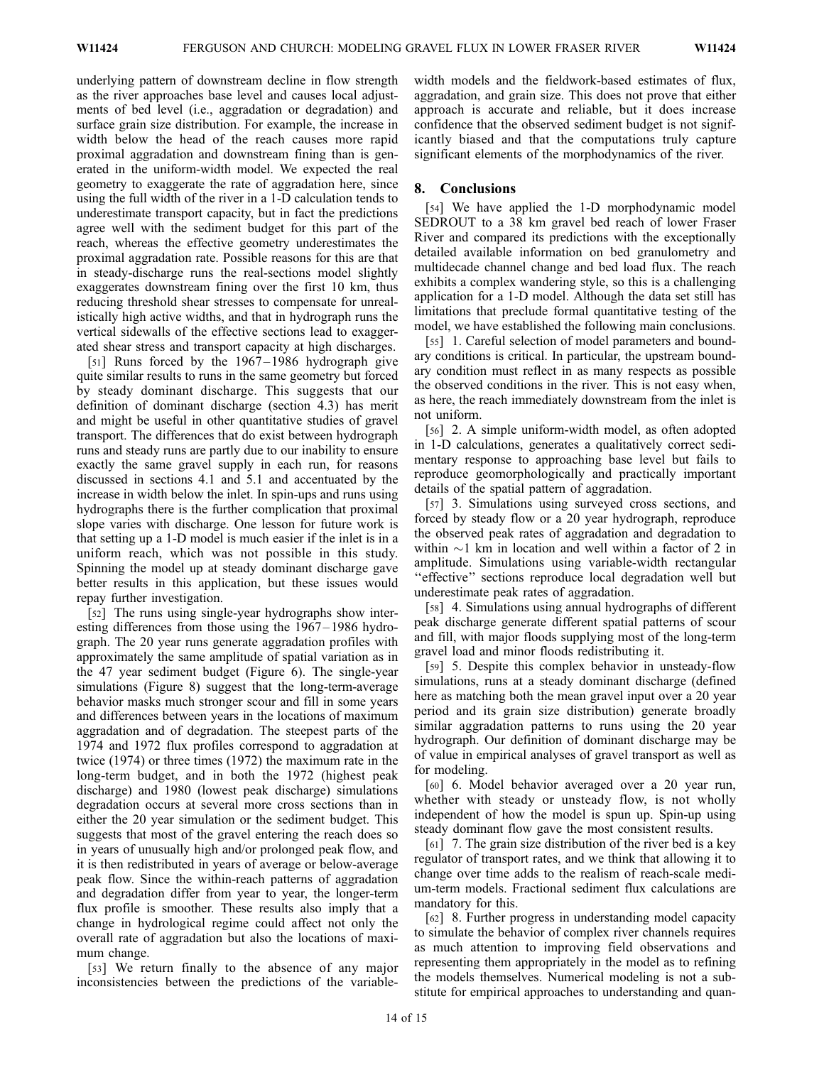underlying pattern of downstream decline in flow strength as the river approaches base level and causes local adjustments of bed level (i.e., aggradation or degradation) and surface grain size distribution. For example, the increase in width below the head of the reach causes more rapid proximal aggradation and downstream fining than is generated in the uniform-width model. We expected the real geometry to exaggerate the rate of aggradation here, since using the full width of the river in a 1-D calculation tends to underestimate transport capacity, but in fact the predictions agree well with the sediment budget for this part of the reach, whereas the effective geometry underestimates the proximal aggradation rate. Possible reasons for this are that in steady-discharge runs the real-sections model slightly exaggerates downstream fining over the first 10 km, thus reducing threshold shear stresses to compensate for unrealistically high active widths, and that in hydrograph runs the vertical sidewalls of the effective sections lead to exaggerated shear stress and transport capacity at high discharges.

[51] Runs forced by the 1967–1986 hydrograph give quite similar results to runs in the same geometry but forced by steady dominant discharge. This suggests that our definition of dominant discharge (section 4.3) has merit and might be useful in other quantitative studies of gravel transport. The differences that do exist between hydrograph runs and steady runs are partly due to our inability to ensure exactly the same gravel supply in each run, for reasons discussed in sections 4.1 and 5.1 and accentuated by the increase in width below the inlet. In spin-ups and runs using hydrographs there is the further complication that proximal slope varies with discharge. One lesson for future work is that setting up a 1-D model is much easier if the inlet is in a uniform reach, which was not possible in this study. Spinning the model up at steady dominant discharge gave better results in this application, but these issues would repay further investigation.

[52] The runs using single-year hydrographs show interesting differences from those using the 1967–1986 hydrograph. The 20 year runs generate aggradation profiles with approximately the same amplitude of spatial variation as in the 47 year sediment budget (Figure 6). The single-year simulations (Figure 8) suggest that the long-term-average behavior masks much stronger scour and fill in some years and differences between years in the locations of maximum aggradation and of degradation. The steepest parts of the 1974 and 1972 flux profiles correspond to aggradation at twice (1974) or three times (1972) the maximum rate in the long-term budget, and in both the 1972 (highest peak discharge) and 1980 (lowest peak discharge) simulations degradation occurs at several more cross sections than in either the 20 year simulation or the sediment budget. This suggests that most of the gravel entering the reach does so in years of unusually high and/or prolonged peak flow, and it is then redistributed in years of average or below-average peak flow. Since the within-reach patterns of aggradation and degradation differ from year to year, the longer-term flux profile is smoother. These results also imply that a change in hydrological regime could affect not only the overall rate of aggradation but also the locations of maximum change.

[53] We return finally to the absence of any major inconsistencies between the predictions of the variable-width models and the fieldwork-based estimates of flux, aggradation, and grain size. This does not prove that either approach is accurate and reliable, but it does increase confidence that the observed sediment budget is not significantly biased and that the computations truly capture significant elements of the morphodynamics of the river.

## 8. Conclusions

[54] We have applied the 1-D morphodynamic model SEDROUT to a 38 km gravel bed reach of lower Fraser River and compared its predictions with the exceptionally detailed available information on bed granulometry and multidecade channel change and bed load flux. The reach exhibits a complex wandering style, so this is a challenging application for a 1-D model. Although the data set still has limitations that preclude formal quantitative testing of the model, we have established the following main conclusions.

[55] 1. Careful selection of model parameters and boundary conditions is critical. In particular, the upstream boundary condition must reflect in as many respects as possible the observed conditions in the river. This is not easy when, as here, the reach immediately downstream from the inlet is not uniform.

[56] 2. A simple uniform-width model, as often adopted in 1-D calculations, generates a qualitatively correct sedimentary response to approaching base level but fails to reproduce geomorphologically and practically important details of the spatial pattern of aggradation.

[57] 3. Simulations using surveyed cross sections, and forced by steady flow or a 20 year hydrograph, reproduce the observed peak rates of aggradation and degradation to within ~1 km in location and well within a factor of 2 in amplitude. Simulations using variable-width rectangular "effective" sections reproduce local degradation well but underestimate peak rates of aggradation.

[58] 4. Simulations using annual hydrographs of different peak discharge generate different spatial patterns of scour and fill, with major floods supplying most of the long-term gravel load and minor floods redistributing it.

[59] 5. Despite this complex behavior in unsteady-flow simulations, runs at a steady dominant discharge (defined here as matching both the mean gravel input over a 20 year period and its grain size distribution) generate broadly similar aggradation patterns to runs using the 20 year hydrograph. Our definition of dominant discharge may be of value in empirical analyses of gravel transport as well as for modeling.

[60] 6. Model behavior averaged over a 20 year run, whether with steady or unsteady flow, is not wholly independent of how the model is spun up. Spin-up using steady dominant flow gave the most consistent results.

[61] 7. The grain size distribution of the river bed is a key regulator of transport rates, and we think that allowing it to change over time adds to the realism of reach-scale medium-term models. Fractional sediment flux calculations are mandatory for this.

[62] 8. Further progress in understanding model capacity to simulate the behavior of complex river channels requires as much attention to improving field observations and representing them appropriately in the model as to refining the models themselves. Numerical modeling is not a substitute for empirical approaches to understanding and quan-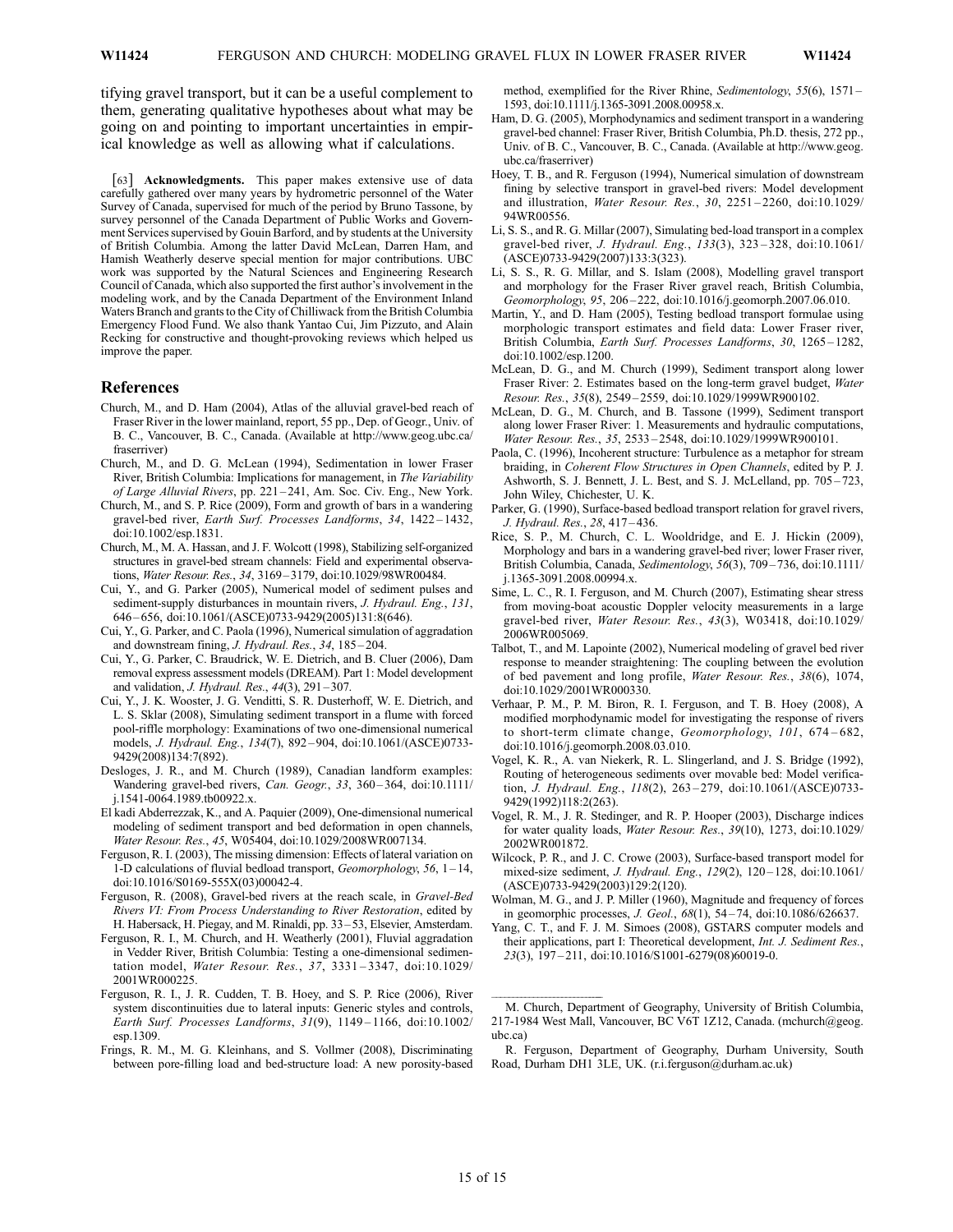tifying gravel transport, but it can be a useful complement to them, generating qualitative hypotheses about what may be going on and pointing to important uncertainties in empirical knowledge as well as allowing what if calculations.

[63] **Acknowledgments.** This paper makes extensive use of data carefully gathered over many years by hydrometric personnel of the Water Survey of Canada, supervised for much of the period by Bruno Tassone, by survey personnel of the Canada Department of Public Works and Government Services supervised by Gouin Barford, and by students at the University of British Columbia. Among the latter David McLean, Darren Ham, and Hamish Weatherly deserve special mention for major contributions. UBC work was supported by the Natural Sciences and Engineering Research Council of Canada, which also supported the first author's involvement in the modeling work, and by the Canada Department of the Environment Inland Waters Branch and grants to the City of Chilliwack from the British Columbia Emergency Flood Fund. We also thank Yantao Cui, Jim Pizzuto, and Alain Recking for constructive and thought-provoking reviews which helped us improve the paper.

## References

Church, M., and D. Ham (2004), Atlas of the alluvial gravel-bed reach of Fraser River in the lower mainland, report, 55 pp., Dep. of Geogr., Univ. of B. C., Vancouver, B. C., Canada. (Available at http://www.geog.ubc.ca/fraserriver)

Church, M., and D. G. McLean (1994), Sedimentation in lower Fraser River, British Columbia: Implications for management, in *The Variability of Large Alluvial Rivers*, pp. 221–241, Am. Soc. Civ. Eng., New York.

Church, M., and S. P. Rice (2009), Form and growth of bars in a wandering gravel-bed river, *Earth Surf. Processes Landforms*, *34*, 1422–1432, doi:10.1002/esp.1831.

Church, M., M. A. Hassan, and J. F. Wolcott (1998), Stabilizing self-organized structures in gravel-bed stream channels: Field and experimental observations, *Water Resour. Res.*, *34*, 3169–3179, doi:10.1029/98WR00484.

Cui, Y., and G. Parker (2005), Numerical model of sediment pulses and sediment-supply disturbances in mountain rivers, *J. Hydraul. Eng.*, *131*, 646–656, doi:10.1061/(ASCE)0733-9429(2005)131:8(646).

Cui, Y., G. Parker, and C. Paola (1996), Numerical simulation of aggradation and downstream fining, *J. Hydraul. Res.*, *34*, 185–204.

Cui, Y., G. Parker, C. Braudrick, W. E. Dietrich, and B. Cluer (2006), Dam removal express assessment models (DREAM). Part 1: Model development and validation, *J. Hydraul. Res.*, *44*(3), 291–307.

Cui, Y., J. K. Wooster, J. G. Venditti, S. R. Dusterhoff, W. E. Dietrich, and L. S. Sklar (2008), Simulating sediment transport in a flume with forced pool-riffle morphology: Examinations of two one-dimensional numerical models, *J. Hydraul. Eng.*, *134*(7), 892–904, doi:10.1061/(ASCE)0733-9429(2008)134:7(892).

Desloges, J. R., and M. Church (1989), Canadian landform examples: Wandering gravel-bed rivers, *Can. Geogr.*, *33*, 360–364, doi:10.1111/j.1541-0064.1989.tb00922.x.

El kadi Abderrezzak, K., and A. Paquier (2009), One-dimensional numerical modeling of sediment transport and bed deformation in open channels, *Water Resour. Res.*, *45*, W05404, doi:10.1029/2008WR007134.

Ferguson, R. I. (2003), The missing dimension: Effects of lateral variation on 1-D calculations of fluvial bedload transport, *Geomorphology*, *56*, 1–14, doi:10.1016/S0169-555X(03)00042-4.

Ferguson, R. (2008), Gravel-bed rivers at the reach scale, in *Gravel-Bed Rivers VI: From Process Understanding to River Restoration*, edited by H. Habersack, H. Piegay, and M. Rinaldi, pp. 33–53, Elsevier, Amsterdam.

Ferguson, R. I., M. Church, and H. Weatherly (2001), Fluvial aggradation in Vedder River, British Columbia: Testing a one-dimensional sedimentation model, *Water Resour. Res.*, *37*, 3331–3347, doi:10.1029/2001WR000225.

Ferguson, R. I., J. R. Cudden, T. B. Hoey, and S. P. Rice (2006), River system discontinuities due to lateral inputs: Generic styles and controls, *Earth Surf. Processes Landforms*, *31*(9), 1149–1166, doi:10.1002/esp.1309.

Frings, R. M., M. G. Kleinhans, and S. Vollmer (2008), Discriminating between pore-filling load and bed-structure load: A new porosity-based method, exemplified for the River Rhine, *Sedimentology*, *55*(6), 1571–1593, doi:10.1111/j.1365-3091.2008.00958.x.

Ham, D. G. (2005), Morphodynamics and sediment transport in a wandering gravel-bed channel: Fraser River, British Columbia, Ph.D. thesis, 272 pp., Univ. of B. C., Vancouver, B. C., Canada. (Available at http://www.geog.ubc.ca/fraserriver)

Hoey, T. B., and R. Ferguson (1994), Numerical simulation of downstream fining by selective transport in gravel-bed rivers: Model development and illustration, *Water Resour. Res.*, *30*, 2251–2260, doi:10.1029/94WR00556.

Li, S. S., and R. G. Millar (2007), Simulating bed-load transport in a complex gravel-bed river, *J. Hydraul. Eng.*, *133*(3), 323–328, doi:10.1061/(ASCE)0733-9429(2007)133:3(323).

Li, S. S., R. G. Millar, and S. Islam (2008), Modelling gravel transport and morphology for the Fraser River gravel reach, British Columbia, *Geomorphology*, *95*, 206–222, doi:10.1016/j.geomorph.2007.06.010.

Martin, Y., and D. Ham (2005), Testing bedload transport formulae using morphologic transport estimates and field data: Lower Fraser river, British Columbia, *Earth Surf. Processes Landforms*, *30*, 1265–1282, doi:10.1002/esp.1200.

McLean, D. G., and M. Church (1999), Sediment transport along lower Fraser River: 2. Estimates based on the long-term gravel budget, *Water Resour. Res.*, *35*(8), 2549–2559, doi:10.1029/1999WR900102.

McLean, D. G., M. Church, and B. Tassone (1999), Sediment transport along lower Fraser River: 1. Measurements and hydraulic computations, *Water Resour. Res.*, *35*, 2533–2548, doi:10.1029/1999WR900101.

Paola, C. (1996), Incoherent structure: Turbulence as a metaphor for stream braiding, in *Coherent Flow Structures in Open Channels*, edited by P. J. Ashworth, S. J. Bennett, J. L. Best, and S. J. McLelland, pp. 705–723, John Wiley, Chichester, U. K.

Parker, G. (1990), Surface-based bedload transport relation for gravel rivers, *J. Hydraul. Res.*, *28*, 417–436.

Rice, S. P., M. Church, C. L. Wooldridge, and E. J. Hickin (2009), Morphology and bars in a wandering gravel-bed river; lower Fraser river, British Columbia, Canada, *Sedimentology*, *56*(3), 709–736, doi:10.1111/j.1365-3091.2008.00994.x.

Sime, L. C., R. I. Ferguson, and M. Church (2007), Estimating shear stress from moving-boat acoustic Doppler velocity measurements in a large gravel-bed river, *Water Resour. Res.*, *43*(3), W03418, doi:10.1029/2006WR005069.

Talbot, T., and M. Lapointe (2002), Numerical modeling of gravel bed river response to meander straightening: The coupling between the evolution of bed pavement and long profile, *Water Resour. Res.*, *38*(6), 1074, doi:10.1029/2001WR000330.

Verhaar, P. M., P. M. Biron, R. I. Ferguson, and T. B. Hoey (2008), A modified morphodynamic model for investigating the response of rivers to short-term climate change, *Geomorphology*, *101*, 674–682, doi:10.1016/j.geomorph.2008.03.010.

Vogel, K. R., A. van Niekerk, R. L. Slingerland, and J. S. Bridge (1992), Routing of heterogeneous sediments over movable bed: Model verification, *J. Hydraul. Eng.*, *118*(2), 263–279, doi:10.1061/(ASCE)0733-9429(1992)118:2(263).

Vogel, R. M., J. R. Stedinger, and R. P. Hooper (2003), Discharge indices for water quality loads, *Water Resour. Res.*, *39*(10), 1273, doi:10.1029/2002WR001872.

Wilcock, P. R., and J. C. Crowe (2003), Surface-based transport model for mixed-size sediment, *J. Hydraul. Eng.*, *129*(2), 120–128, doi:10.1061/(ASCE)0733-9429(2003)129:2(120).

Wolman, M. G., and J. P. Miller (1960), Magnitude and frequency of forces in geomorphic processes, *J. Geol.*, *68*(1), 54–74, doi:10.1086/626637.

Yang, C. T., and F. J. M. Simoes (2008), GSTARS computer models and their applications, part I: Theoretical development, *Int. J. Sediment Res.*, *23*(3), 197–211, doi:10.1016/S1001-6279(08)60019-0.

---

M. Church, Department of Geography, University of British Columbia, 217-1984 West Mall, Vancouver, BC V6T 1Z12, Canada. (mchurch@geog.ubc.ca)

R. Ferguson, Department of Geography, Durham University, South Road, Durham DH1 3LE, UK. (r.i.ferguson@durham.ac.uk)